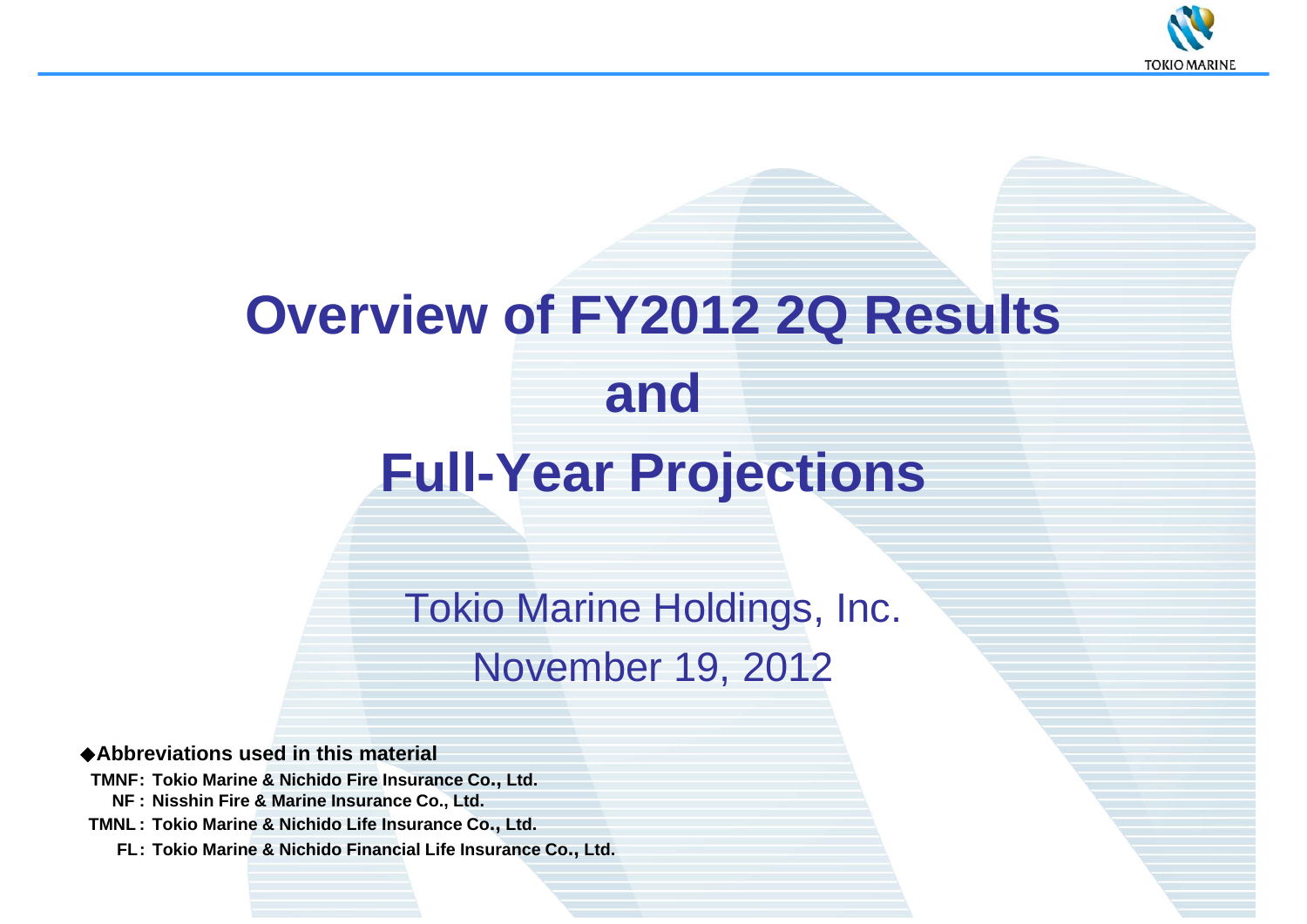# Overview of FY2012 2Q Results and Full-Year Projections

Tokio Marine Holdings, Inc.

November 19, 2012

◆**Abbreviations used in this material**

**TMNF: Tokio Marine & Nichido Fire Insurance Co., Ltd.**
**NF : Nisshin Fire & Marine Insurance Co., Ltd.**
**TMNL : Tokio Marine & Nichido Life Insurance Co., Ltd.**
**FL: Tokio Marine & Nichido Financial Life Insurance Co., Ltd.**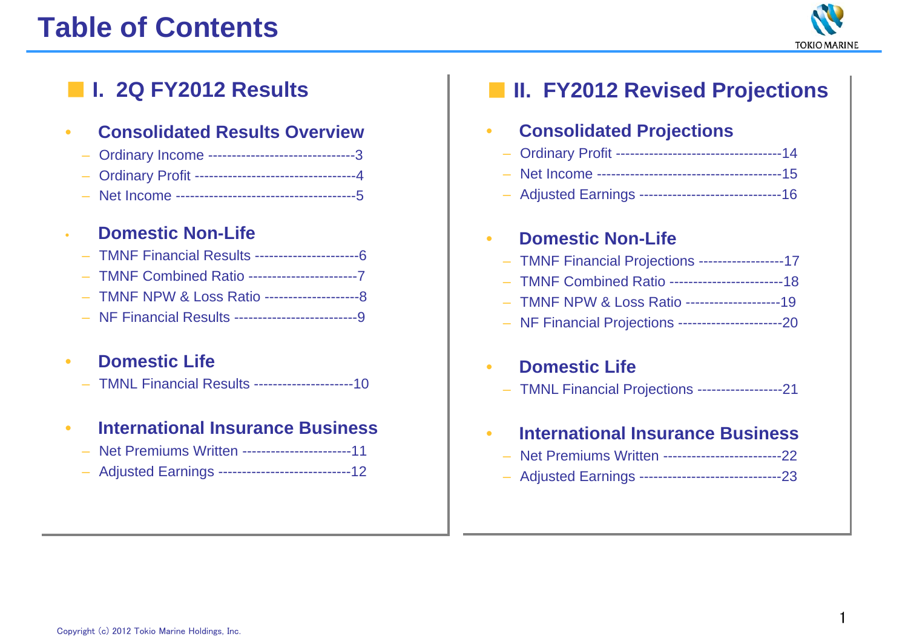# Table of Contents

## I. 2Q FY2012 Results

- **Consolidated Results Overview**
  - Ordinary Income ------------------------------3
  - Ordinary Profit ---------------------------------4
  - Net Income -------------------------------------5
- **Domestic Non-Life**
  - TMNF Financial Results ---------------------6
  - TMNF Combined Ratio ----------------------7
  - TMNF NPW & Loss Ratio -------------------8
  - NF Financial Results -------------------------9
- **Domestic Life**
  - TMNL Financial Results --------------------10
- **International Insurance Business**
  - Net Premiums Written ----------------------11
  - Adjusted Earnings ---------------------------12

## II. FY2012 Revised Projections

- **Consolidated Projections**
  - Ordinary Profit ----------------------------------14
  - Net Income --------------------------------------15
  - Adjusted Earnings -----------------------------16
- **Domestic Non-Life**
  - TMNF Financial Projections -----------------17
  - TMNF Combined Ratio -----------------------18
  - TMNF NPW & Loss Ratio -------------------19
  - NF Financial Projections ---------------------20
- **Domestic Life**
  - TMNL Financial Projections -----------------21
- **International Insurance Business**
  - Net Premiums Written ------------------------22
  - Adjusted Earnings -----------------------------23

Copyright (c) 2012 Tokio Marine Holdings, Inc.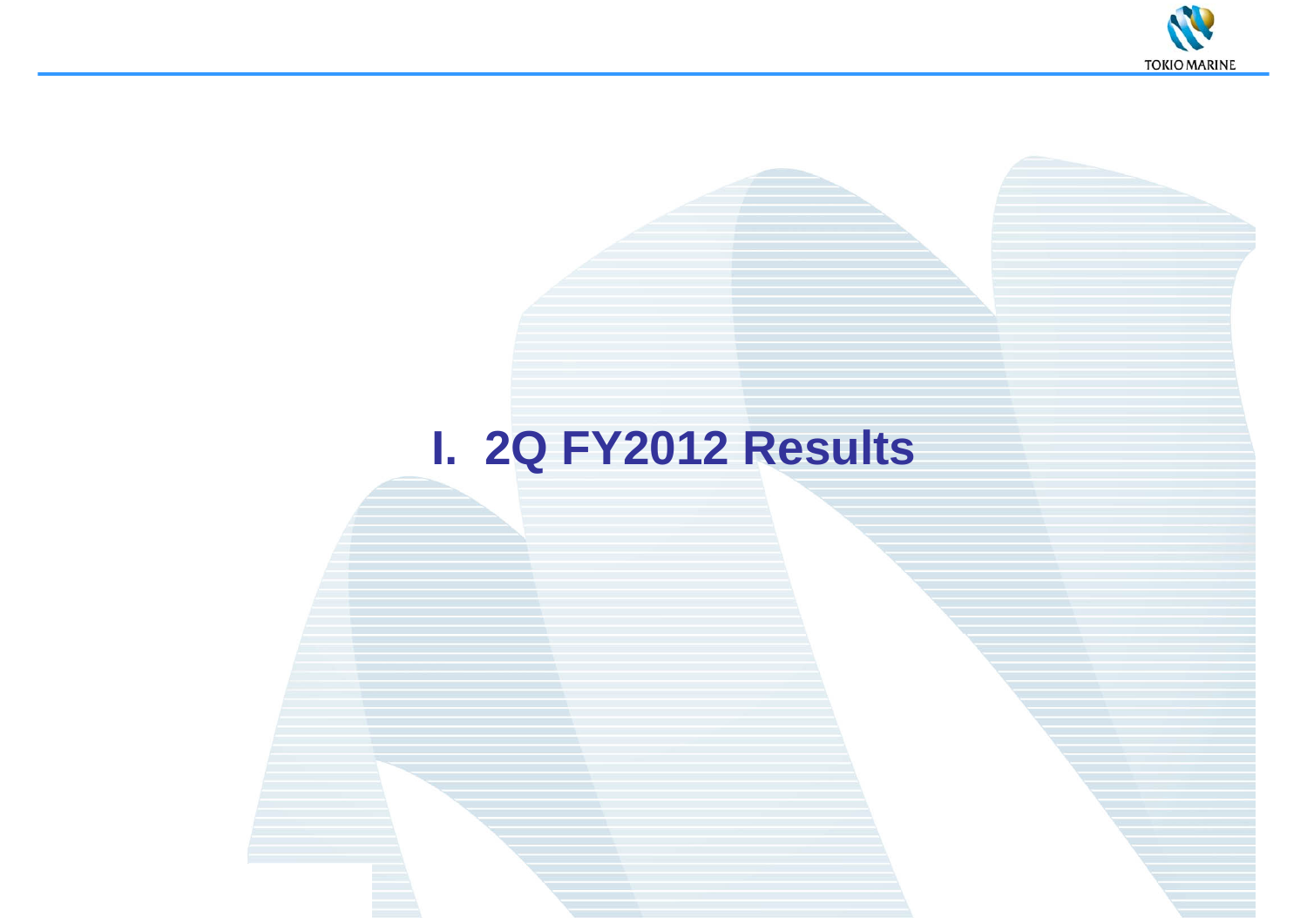# I. 2Q FY2012 Results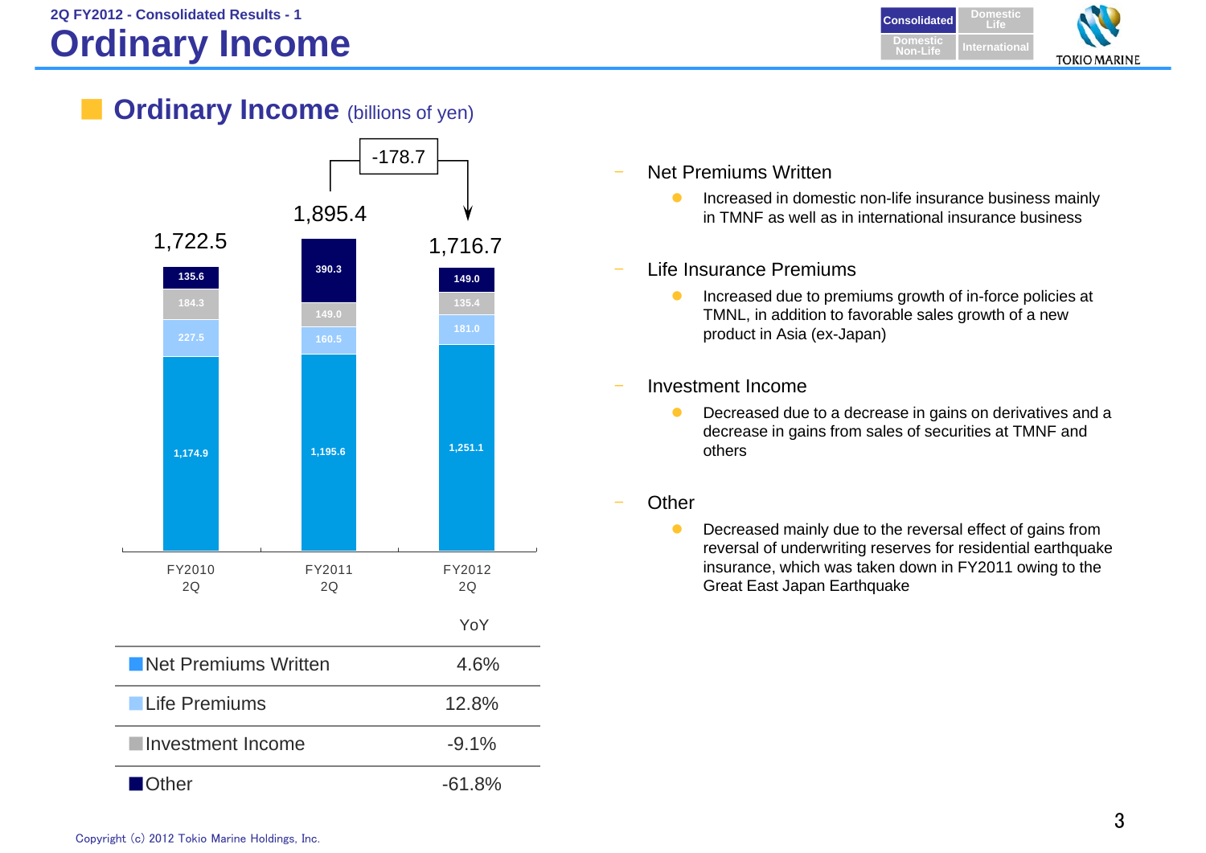2Q FY2012 - Consolidated Results - 1

# Ordinary Income

## Ordinary Income (billions of yen)

| | FY2010 2Q | FY2011 2Q | FY2012 2Q |
|---|---|---|---|
| Other | 135.6 | 390.3 | 149.0 |
| Investment Income | 184.3 | 149.0 | 135.4 |
| Life Premiums | 227.5 | 160.5 | 181.0 |
| Net Premiums Written | 1,174.9 | 1,195.6 | 1,251.1 |
| Total | 1,722.5 | 1,895.4 | 1,716.7 |

Change FY2011 2Q → FY2012 2Q: -178.7

| | YoY |
|---|---|
| Net Premiums Written | 4.6% |
| Life Premiums | 12.8% |
| Investment Income | -9.1% |
| Other | -61.8% |

- Net Premiums Written
  - Increased in domestic non-life insurance business mainly in TMNF as well as in international insurance business
- Life Insurance Premiums
  - Increased due to premiums growth of in-force policies at TMNL, in addition to favorable sales growth of a new product in Asia (ex-Japan)
- Investment Income
  - Decreased due to a decrease in gains on derivatives and a decrease in gains from sales of securities at TMNF and others
- Other
  - Decreased mainly due to the reversal effect of gains from reversal of underwriting reserves for residential earthquake insurance, which was taken down in FY2011 owing to the Great East Japan Earthquake

Copyright (c) 2012 Tokio Marine Holdings, Inc.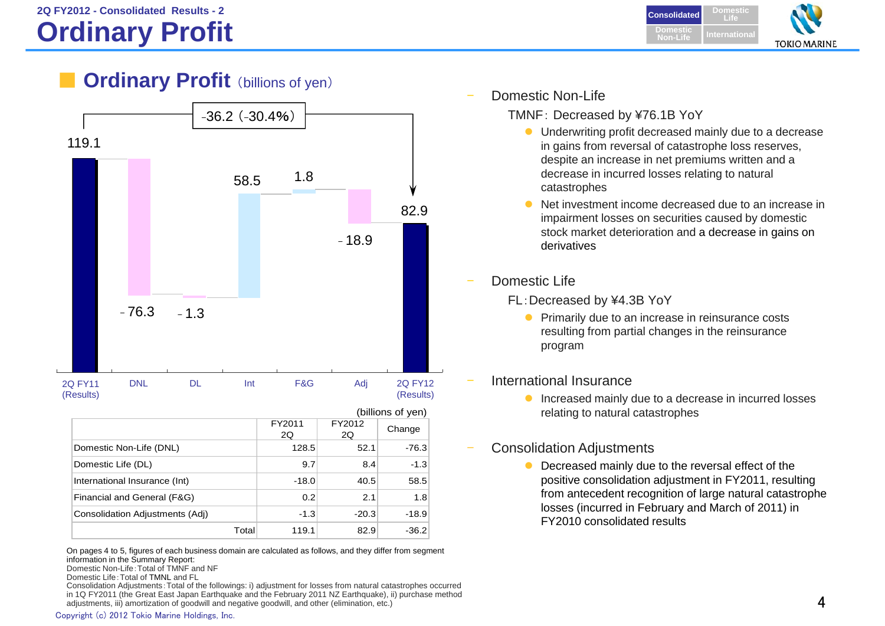2Q FY2012 - Consolidated Results - 2

# Ordinary Profit

## Ordinary Profit (billions of yen)

| | 2Q FY11 (Results) | DNL | DL | Int | F&G | Adj | 2Q FY12 (Results) |
|---|---|---|---|---|---|---|---|
| Value | 119.1 | -76.3 | -1.3 | 58.5 | 1.8 | -18.9 | 82.9 |

-36.2 (-30.4%)

(billions of yen)

| | FY2011 2Q | FY2012 2Q | Change |
|---|---|---|---|
| Domestic Non-Life (DNL) | 128.5 | 52.1 | -76.3 |
| Domestic Life (DL) | 9.7 | 8.4 | -1.3 |
| International Insurance (Int) | -18.0 | 40.5 | 58.5 |
| Financial and General (F&G) | 0.2 | 2.1 | 1.8 |
| Consolidation Adjustments (Adj) | -1.3 | -20.3 | -18.9 |
| Total | 119.1 | 82.9 | -36.2 |

On pages 4 to 5, figures of each business domain are calculated as follows, and they differ from segment information in the Summary Report:
Domestic Non-Life: Total of TMNF and NF
Domestic Life: Total of TMNL and FL
Consolidation Adjustments: Total of the followings: i) adjustment for losses from natural catastrophes occurred in 1Q FY2011 (the Great East Japan Earthquake and the February 2011 NZ Earthquake), ii) purchase method adjustments, iii) amortization of goodwill and negative goodwill, and other (elimination, etc.)

- Domestic Non-Life
  - TMNF: Decreased by ¥76.1B YoY
    - Underwriting profit decreased mainly due to a decrease in gains from reversal of catastrophe loss reserves, despite an increase in net premiums written and a decrease in incurred losses relating to natural catastrophes
    - Net investment income decreased due to an increase in impairment losses on securities caused by domestic stock market deterioration and a decrease in gains on derivatives

- Domestic Life
  - FL: Decreased by ¥4.3B YoY
    - Primarily due to an increase in reinsurance costs resulting from partial changes in the reinsurance program

- International Insurance
  - Increased mainly due to a decrease in incurred losses relating to natural catastrophes

- Consolidation Adjustments
  - Decreased mainly due to the reversal effect of the positive consolidation adjustment in FY2011, resulting from antecedent recognition of large natural catastrophe losses (incurred in February and March of 2011) in FY2010 consolidated results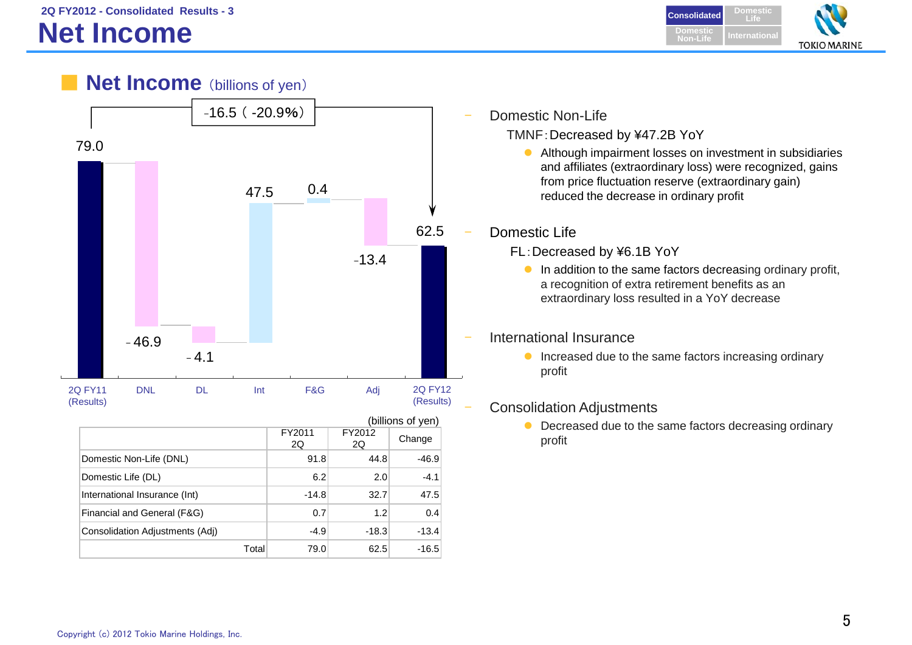2Q FY2012 - Consolidated Results - 3

# Net Income

## Net Income (billions of yen)

-16.5 ( -20.9%)

| | 2Q FY11 (Results) | DNL | DL | Int | F&G | Adj | 2Q FY12 (Results) |
|---|---|---|---|---|---|---|---|
| Value | 79.0 | -46.9 | -4.1 | 47.5 | 0.4 | -13.4 | 62.5 |

(billions of yen)

| | FY2011 2Q | FY2012 2Q | Change |
|---|---|---|---|
| Domestic Non-Life (DNL) | 91.8 | 44.8 | -46.9 |
| Domestic Life (DL) | 6.2 | 2.0 | -4.1 |
| International Insurance (Int) | -14.8 | 32.7 | 47.5 |
| Financial and General (F&G) | 0.7 | 1.2 | 0.4 |
| Consolidation Adjustments (Adj) | -4.9 | -18.3 | -13.4 |
| Total | 79.0 | 62.5 | -16.5 |

- Domestic Non-Life

  TMNF: Decreased by ¥47.2B YoY

  - Although impairment losses on investment in subsidiaries and affiliates (extraordinary loss) were recognized, gains from price fluctuation reserve (extraordinary gain) reduced the decrease in ordinary profit

- Domestic Life

  FL: Decreased by ¥6.1B YoY

  - In addition to the same factors decreasing ordinary profit, a recognition of extra retirement benefits as an extraordinary loss resulted in a YoY decrease

- International Insurance

  - Increased due to the same factors increasing ordinary profit

- Consolidation Adjustments

  - Decreased due to the same factors decreasing ordinary profit

Copyright (c) 2012 Tokio Marine Holdings, Inc.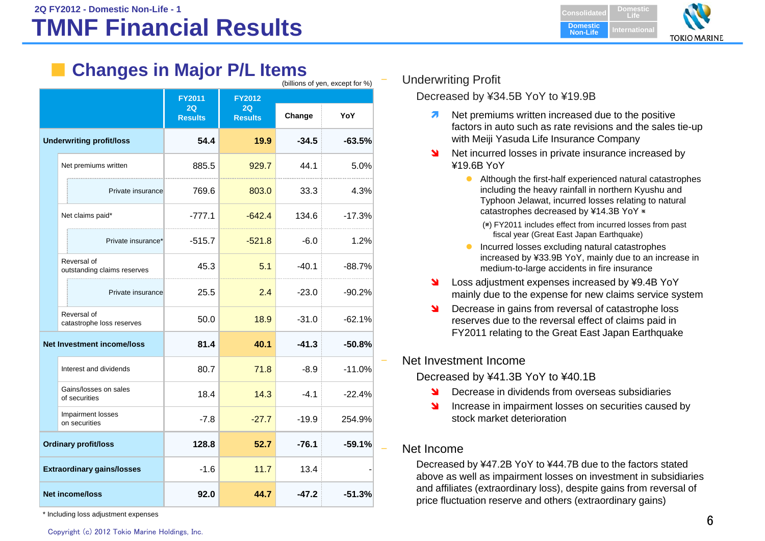2Q FY2012 - Domestic Non-Life - 1

# TMNF Financial Results

## Changes in Major P/L Items

(billions of yen, except for %)

| | FY2011 2Q Results | FY2012 2Q Results | Change | YoY |
|---|---|---|---|---|
| **Underwriting profit/loss** | **54.4** | **19.9** | **-34.5** | **-63.5%** |
| Net premiums written | 885.5 | 929.7 | 44.1 | 5.0% |
| Private insurance | 769.6 | 803.0 | 33.3 | 4.3% |
| Net claims paid* | -777.1 | -642.4 | 134.6 | -17.3% |
| Private insurance* | -515.7 | -521.8 | -6.0 | 1.2% |
| Reversal of outstanding claims reserves | 45.3 | 5.1 | -40.1 | -88.7% |
| Private insurance | 25.5 | 2.4 | -23.0 | -90.2% |
| Reversal of catastrophe loss reserves | 50.0 | 18.9 | -31.0 | -62.1% |
| **Net Investment income/loss** | **81.4** | **40.1** | **-41.3** | **-50.8%** |
| Interest and dividends | 80.7 | 71.8 | -8.9 | -11.0% |
| Gains/losses on sales of securities | 18.4 | 14.3 | -4.1 | -22.4% |
| Impairment losses on securities | -7.8 | -27.7 | -19.9 | 254.9% |
| **Ordinary profit/loss** | **128.8** | **52.7** | **-76.1** | **-59.1%** |
| **Extraordinary gains/losses** | -1.6 | 11.7 | 13.4 | - |
| **Net income/loss** | **92.0** | **44.7** | **-47.2** | **-51.3%** |

\* Including loss adjustment expenses

### Underwriting Profit

Decreased by ¥34.5B YoY to ¥19.9B

- ↗ Net premiums written increased due to the positive factors in auto such as rate revisions and the sales tie-up with Meiji Yasuda Life Insurance Company
- ↘ Net incurred losses in private insurance increased by ¥19.6B YoY
  - Although the first-half experienced natural catastrophes including the heavy rainfall in northern Kyushu and Typhoon Jelawat, incurred losses relating to natural catastrophes decreased by ¥14.3B YoY ※
    
    (※) FY2011 includes effect from incurred losses from past fiscal year (Great East Japan Earthquake)
  - Incurred losses excluding natural catastrophes increased by ¥33.9B YoY, mainly due to an increase in medium-to-large accidents in fire insurance
- ↘ Loss adjustment expenses increased by ¥9.4B YoY mainly due to the expense for new claims service system
- ↘ Decrease in gains from reversal of catastrophe loss reserves due to the reversal effect of claims paid in FY2011 relating to the Great East Japan Earthquake

### Net Investment Income

Decreased by ¥41.3B YoY to ¥40.1B

- ↘ Decrease in dividends from overseas subsidiaries
- ↘ Increase in impairment losses on securities caused by stock market deterioration

### Net Income

Decreased by ¥47.2B YoY to ¥44.7B due to the factors stated above as well as impairment losses on investment in subsidiaries and affiliates (extraordinary loss), despite gains from reversal of price fluctuation reserve and others (extraordinary gains)

Copyright (c) 2012 Tokio Marine Holdings, Inc.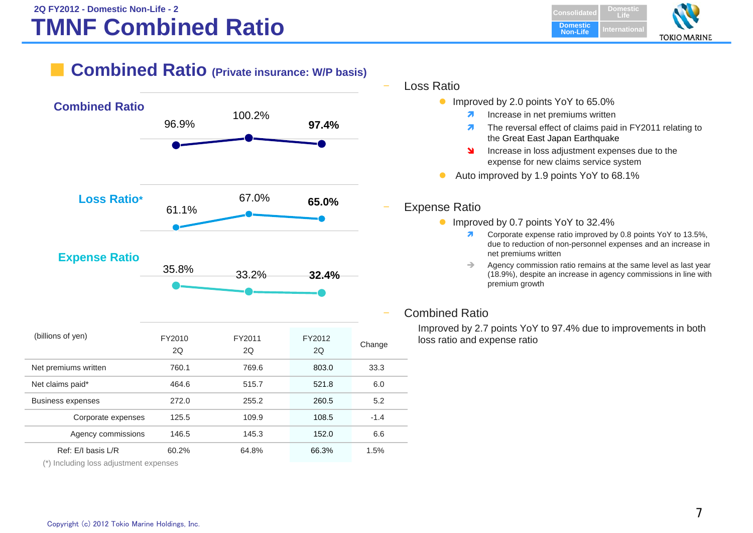# TMNF Combined Ratio

## Combined Ratio (Private insurance: W/P basis)

**Combined Ratio**: 96.9% (FY2010 2Q), 100.2% (FY2011 2Q), **97.4%** (FY2012 2Q)

**Loss Ratio***: 61.1% (FY2010 2Q), 67.0% (FY2011 2Q), **65.0%** (FY2012 2Q)

**Expense Ratio**: 35.8% (FY2010 2Q), 33.2% (FY2011 2Q), **32.4%** (FY2012 2Q)

| (billions of yen) | FY2010 2Q | FY2011 2Q | FY2012 2Q | Change |
|---|---|---|---|---|
| Net premiums written | 760.1 | 769.6 | 803.0 | 33.3 |
| Net claims paid* | 464.6 | 515.7 | 521.8 | 6.0 |
| Business expenses | 272.0 | 255.2 | 260.5 | 5.2 |
| Corporate expenses | 125.5 | 109.9 | 108.5 | -1.4 |
| Agency commissions | 146.5 | 145.3 | 152.0 | 6.6 |
| Ref: E/I basis L/R | 60.2% | 64.8% | 66.3% | 1.5% |

(*) Including loss adjustment expenses

- Loss Ratio
  - Improved by 2.0 points YoY to 65.0%
    - ↗ Increase in net premiums written
    - ↗ The reversal effect of claims paid in FY2011 relating to the Great East Japan Earthquake
    - ↘ Increase in loss adjustment expenses due to the expense for new claims service system
  - Auto improved by 1.9 points YoY to 68.1%

- Expense Ratio
  - Improved by 0.7 points YoY to 32.4%
    - ↗ Corporate expense ratio improved by 0.8 points YoY to 13.5%, due to reduction of non-personnel expenses and an increase in net premiums written
    - → Agency commission ratio remains at the same level as last year (18.9%), despite an increase in agency commissions in line with premium growth

- Combined Ratio

  Improved by 2.7 points YoY to 97.4% due to improvements in both loss ratio and expense ratio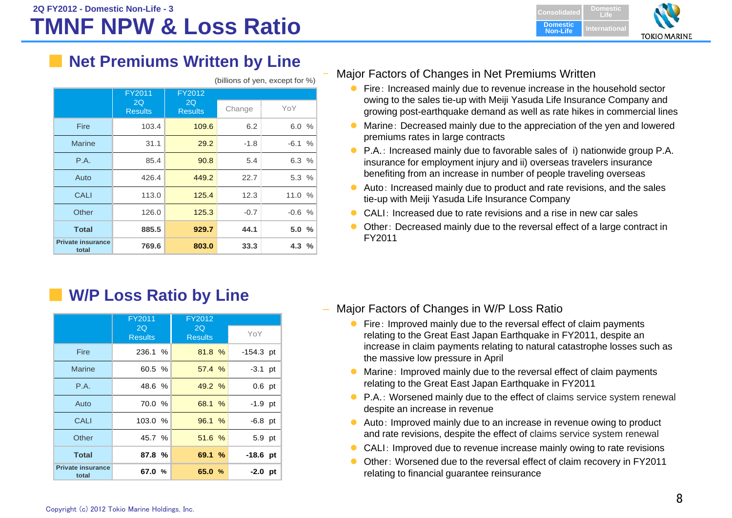2Q FY2012 - Domestic Non-Life - 3

# TMNF NPW & Loss Ratio

## Net Premiums Written by Line

(billions of yen, except for %)

| | FY2011 2Q Results | FY2012 2Q Results | Change | YoY |
|---|---|---|---|---|
| Fire | 103.4 | 109.6 | 6.2 | 6.0 % |
| Marine | 31.1 | 29.2 | -1.8 | -6.1 % |
| P.A. | 85.4 | 90.8 | 5.4 | 6.3 % |
| Auto | 426.4 | 449.2 | 22.7 | 5.3 % |
| CALI | 113.0 | 125.4 | 12.3 | 11.0 % |
| Other | 126.0 | 125.3 | -0.7 | -0.6 % |
| **Total** | **885.5** | **929.7** | **44.1** | **5.0 %** |
| **Private insurance total** | **769.6** | **803.0** | **33.3** | **4.3 %** |

Major Factors of Changes in Net Premiums Written

- Fire: Increased mainly due to revenue increase in the household sector owing to the sales tie-up with Meiji Yasuda Life Insurance Company and growing post-earthquake demand as well as rate hikes in commercial lines
- Marine: Decreased mainly due to the appreciation of the yen and lowered premiums rates in large contracts
- P.A.: Increased mainly due to favorable sales of i) nationwide group P.A. insurance for employment injury and ii) overseas travelers insurance benefiting from an increase in number of people traveling overseas
- Auto: Increased mainly due to product and rate revisions, and the sales tie-up with Meiji Yasuda Life Insurance Company
- CALI: Increased due to rate revisions and a rise in new car sales
- Other: Decreased mainly due to the reversal effect of a large contract in FY2011

## W/P Loss Ratio by Line

| | FY2011 2Q Results | FY2012 2Q Results | YoY |
|---|---|---|---|
| Fire | 236.1 % | 81.8 % | -154.3 pt |
| Marine | 60.5 % | 57.4 % | -3.1 pt |
| P.A. | 48.6 % | 49.2 % | 0.6 pt |
| Auto | 70.0 % | 68.1 % | -1.9 pt |
| CALI | 103.0 % | 96.1 % | -6.8 pt |
| Other | 45.7 % | 51.6 % | 5.9 pt |
| **Total** | **87.8 %** | **69.1 %** | **-18.6 pt** |
| **Private insurance total** | **67.0 %** | **65.0 %** | **-2.0 pt** |

Major Factors of Changes in W/P Loss Ratio

- Fire: Improved mainly due to the reversal effect of claim payments relating to the Great East Japan Earthquake in FY2011, despite an increase in claim payments relating to natural catastrophe losses such as the massive low pressure in April
- Marine: Improved mainly due to the reversal effect of claim payments relating to the Great East Japan Earthquake in FY2011
- P.A.: Worsened mainly due to the effect of claims service system renewal despite an increase in revenue
- Auto: Improved mainly due to an increase in revenue owing to product and rate revisions, despite the effect of claims service system renewal
- CALI: Improved due to revenue increase mainly owing to rate revisions
- Other: Worsened due to the reversal effect of claim recovery in FY2011 relating to financial guarantee reinsurance

Copyright (c) 2012 Tokio Marine Holdings, Inc.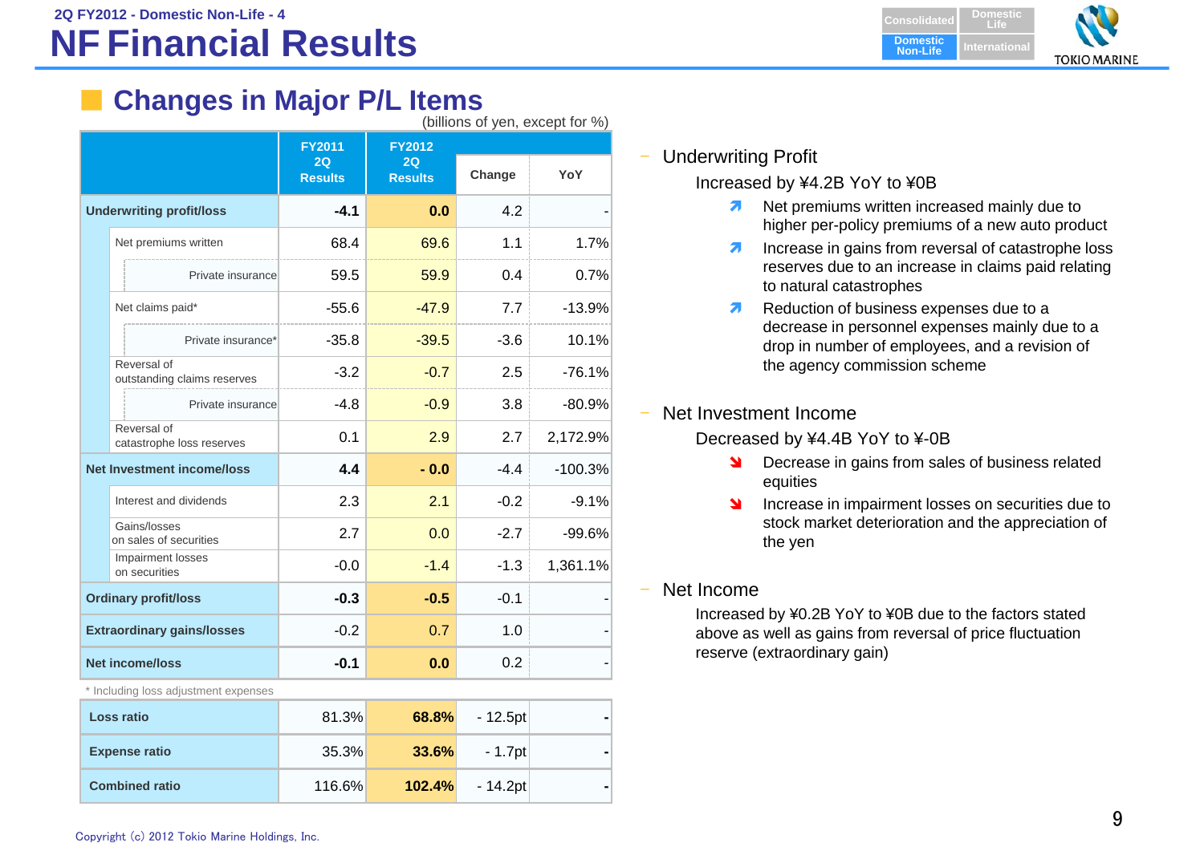2Q FY2012 - Domestic Non-Life - 4

# NF Financial Results

## Changes in Major P/L Items

(billions of yen, except for %)

| | FY2011 2Q Results | FY2012 2Q Results | Change | YoY |
|---|---|---|---|---|
| **Underwriting profit/loss** | **-4.1** | **0.0** | 4.2 | - |
| Net premiums written | 68.4 | 69.6 | 1.1 | 1.7% |
| Private insurance | 59.5 | 59.9 | 0.4 | 0.7% |
| Net claims paid* | -55.6 | -47.9 | 7.7 | -13.9% |
| Private insurance* | -35.8 | -39.5 | -3.6 | 10.1% |
| Reversal of outstanding claims reserves | -3.2 | -0.7 | 2.5 | -76.1% |
| Private insurance | -4.8 | -0.9 | 3.8 | -80.9% |
| Reversal of catastrophe loss reserves | 0.1 | 2.9 | 2.7 | 2,172.9% |
| **Net Investment income/loss** | **4.4** | **- 0.0** | -4.4 | -100.3% |
| Interest and dividends | 2.3 | 2.1 | -0.2 | -9.1% |
| Gains/losses on sales of securities | 2.7 | 0.0 | -2.7 | -99.6% |
| Impairment losses on securities | -0.0 | -1.4 | -1.3 | 1,361.1% |
| **Ordinary profit/loss** | **-0.3** | **-0.5** | -0.1 | - |
| **Extraordinary gains/losses** | -0.2 | 0.7 | 1.0 | - |
| **Net income/loss** | **-0.1** | **0.0** | 0.2 | - |

\* Including loss adjustment expenses

| | FY2011 2Q Results | FY2012 2Q Results | Change | YoY |
|---|---|---|---|---|
| **Loss ratio** | 81.3% | **68.8%** | - 12.5pt | - |
| **Expense ratio** | 35.3% | **33.6%** | - 1.7pt | - |
| **Combined ratio** | 116.6% | **102.4%** | - 14.2pt | - |

- Underwriting Profit

  Increased by ¥4.2B YoY to ¥0B

  - ↗ Net premiums written increased mainly due to higher per-policy premiums of a new auto product
  - ↗ Increase in gains from reversal of catastrophe loss reserves due to an increase in claims paid relating to natural catastrophes
  - ↗ Reduction of business expenses due to a decrease in personnel expenses mainly due to a drop in number of employees, and a revision of the agency commission scheme

- Net Investment Income

  Decreased by ¥4.4B YoY to ¥-0B

  - ↘ Decrease in gains from sales of business related equities
  - ↘ Increase in impairment losses on securities due to stock market deterioration and the appreciation of the yen

- Net Income

  Increased by ¥0.2B YoY to ¥0B due to the factors stated above as well as gains from reversal of price fluctuation reserve (extraordinary gain)

Copyright (c) 2012 Tokio Marine Holdings, Inc.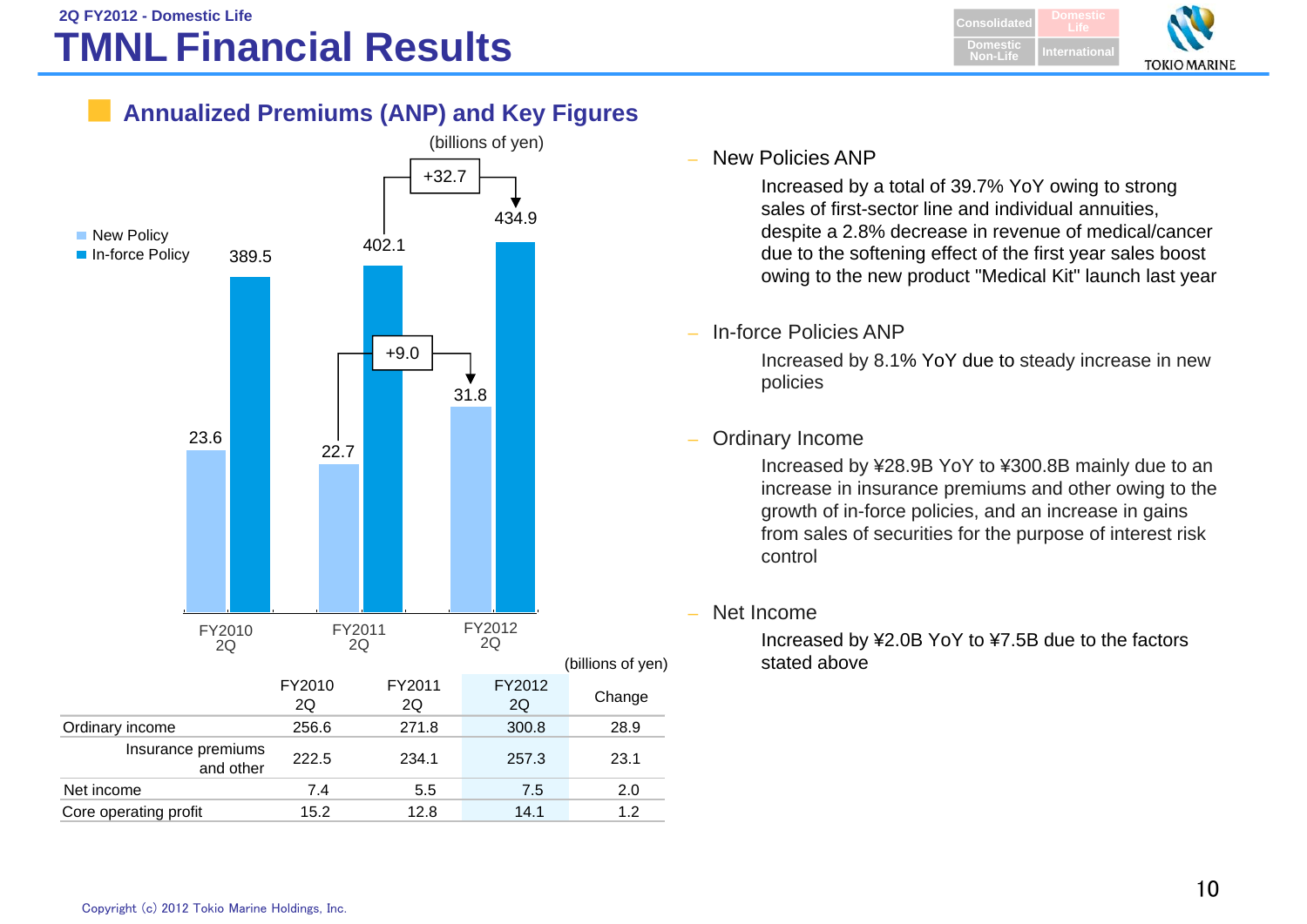## 2Q FY2012 - Domestic Life

# TMNL Financial Results

## Annualized Premiums (ANP) and Key Figures

(billions of yen)

| | FY2010 2Q | FY2011 2Q | FY2012 2Q |
|---|---|---|---|
| New Policy | 23.6 | 22.7 | 31.8 |
| In-force Policy | 389.5 | 402.1 | 434.9 |

New Policy: +9.0 (FY2011 2Q → FY2012 2Q)
In-force Policy: +32.7 (FY2011 2Q → FY2012 2Q)

(billions of yen)

| | FY2010 2Q | FY2011 2Q | FY2012 2Q | Change |
|---|---|---|---|---|
| Ordinary income | 256.6 | 271.8 | 300.8 | 28.9 |
| Insurance premiums and other | 222.5 | 234.1 | 257.3 | 23.1 |
| Net income | 7.4 | 5.5 | 7.5 | 2.0 |
| Core operating profit | 15.2 | 12.8 | 14.1 | 1.2 |

- New Policies ANP

  Increased by a total of 39.7% YoY owing to strong sales of first-sector line and individual annuities, despite a 2.8% decrease in revenue of medical/cancer due to the softening effect of the first year sales boost owing to the new product "Medical Kit" launch last year

- In-force Policies ANP

  Increased by 8.1% YoY due to steady increase in new policies

- Ordinary Income

  Increased by ¥28.9B YoY to ¥300.8B mainly due to an increase in insurance premiums and other owing to the growth of in-force policies, and an increase in gains from sales of securities for the purpose of interest risk control

- Net Income

  Increased by ¥2.0B YoY to ¥7.5B due to the factors stated above

Copyright (c) 2012 Tokio Marine Holdings, Inc.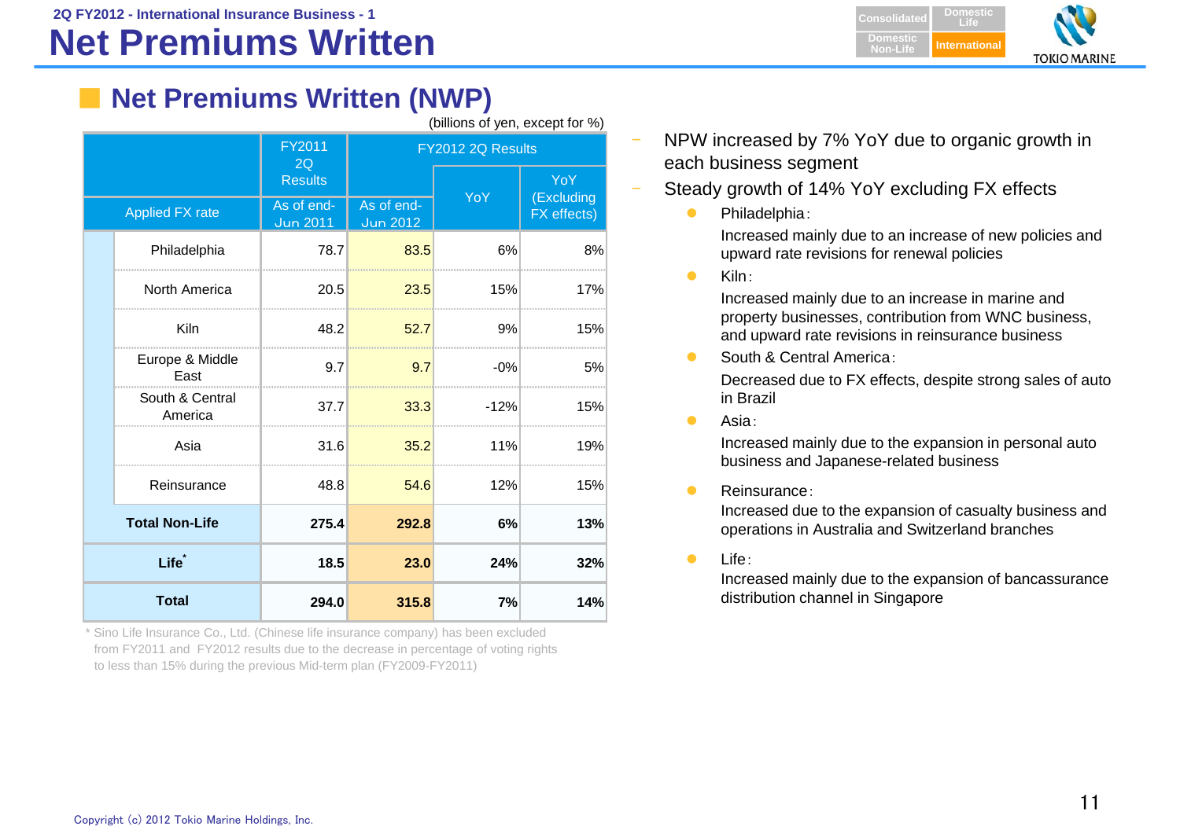2Q FY2012 - International Insurance Business - 1

# Net Premiums Written

## Net Premiums Written (NWP)

(billions of yen, except for %)

| | FY2011 2Q Results | FY2012 2Q Results | | |
|---|---|---|---|---|
| Applied FX rate | As of end-Jun 2011 | As of end-Jun 2012 | YoY | YoY (Excluding FX effects) |
| Philadelphia | 78.7 | 83.5 | 6% | 8% |
| North America | 20.5 | 23.5 | 15% | 17% |
| Kiln | 48.2 | 52.7 | 9% | 15% |
| Europe & Middle East | 9.7 | 9.7 | -0% | 5% |
| South & Central America | 37.7 | 33.3 | -12% | 15% |
| Asia | 31.6 | 35.2 | 11% | 19% |
| Reinsurance | 48.8 | 54.6 | 12% | 15% |
| **Total Non-Life** | **275.4** | **292.8** | **6%** | **13%** |
| **Life*** | **18.5** | **23.0** | **24%** | **32%** |
| **Total** | **294.0** | **315.8** | **7%** | **14%** |

* Sino Life Insurance Co., Ltd. (Chinese life insurance company) has been excluded from FY2011 and FY2012 results due to the decrease in percentage of voting rights to less than 15% during the previous Mid-term plan (FY2009-FY2011)

- NPW increased by 7% YoY due to organic growth in each business segment
- Steady growth of 14% YoY excluding FX effects
  - Philadelphia:
    Increased mainly due to an increase of new policies and upward rate revisions for renewal policies
  - Kiln:
    Increased mainly due to an increase in marine and property businesses, contribution from WNC business, and upward rate revisions in reinsurance business
  - South & Central America:
    Decreased due to FX effects, despite strong sales of auto in Brazil
  - Asia:
    Increased mainly due to the expansion in personal auto business and Japanese-related business
  - Reinsurance:
    Increased due to the expansion of casualty business and operations in Australia and Switzerland branches
  - Life:
    Increased mainly due to the expansion of bancassurance distribution channel in Singapore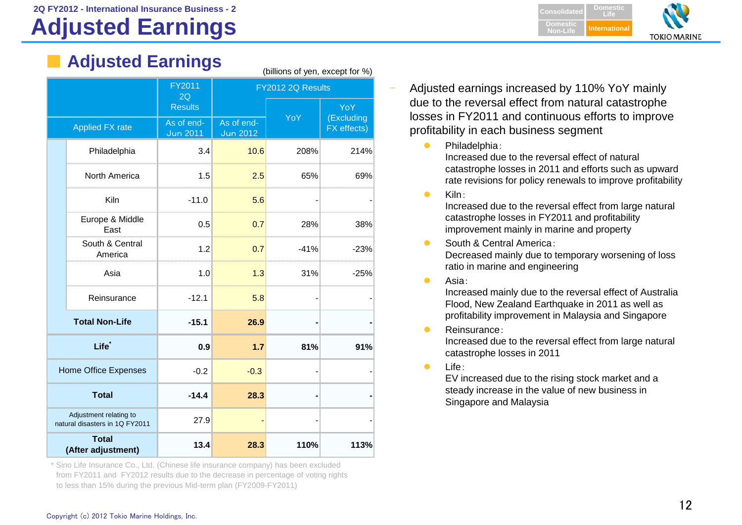# 2Q FY2012 - International Insurance Business - 2

# Adjusted Earnings

## Adjusted Earnings

(billions of yen, except for %)

| | FY2011 2Q Results | FY2012 2Q Results | | |
|---|---|---|---|---|
| | | | YoY | YoY (Excluding FX effects) |
| Applied FX rate | As of end-Jun 2011 | As of end-Jun 2012 | | |
| Philadelphia | 3.4 | 10.6 | 208% | 214% |
| North America | 1.5 | 2.5 | 65% | 69% |
| Kiln | -11.0 | 5.6 | - | - |
| Europe & Middle East | 0.5 | 0.7 | 28% | 38% |
| South & Central America | 1.2 | 0.7 | -41% | -23% |
| Asia | 1.0 | 1.3 | 31% | -25% |
| Reinsurance | -12.1 | 5.8 | - | - |
| **Total Non-Life** | **-15.1** | **26.9** | **-** | **-** |
| **Life*** | **0.9** | **1.7** | **81%** | **91%** |
| Home Office Expenses | -0.2 | -0.3 | - | - |
| **Total** | **-14.4** | **28.3** | **-** | **-** |
| Adjustment relating to natural disasters in 1Q FY2011 | 27.9 | - | - | - |
| **Total (After adjustment)** | **13.4** | **28.3** | **110%** | **113%** |

\* Sino Life Insurance Co., Ltd. (Chinese life insurance company) has been excluded from FY2011 and FY2012 results due to the decrease in percentage of voting rights to less than 15% during the previous Mid-term plan (FY2009-FY2011)

- Adjusted earnings increased by 110% YoY mainly due to the reversal effect from natural catastrophe losses in FY2011 and continuous efforts to improve profitability in each business segment
  - Philadelphia:
    Increased due to the reversal effect of natural catastrophe losses in 2011 and efforts such as upward rate revisions for policy renewals to improve profitability
  - Kiln:
    Increased due to the reversal effect from large natural catastrophe losses in FY2011 and profitability improvement mainly in marine and property
  - South & Central America:
    Decreased mainly due to temporary worsening of loss ratio in marine and engineering
  - Asia:
    Increased mainly due to the reversal effect of Australia Flood, New Zealand Earthquake in 2011 as well as profitability improvement in Malaysia and Singapore
  - Reinsurance:
    Increased due to the reversal effect from large natural catastrophe losses in 2011
  - Life:
    EV increased due to the rising stock market and a steady increase in the value of new business in Singapore and Malaysia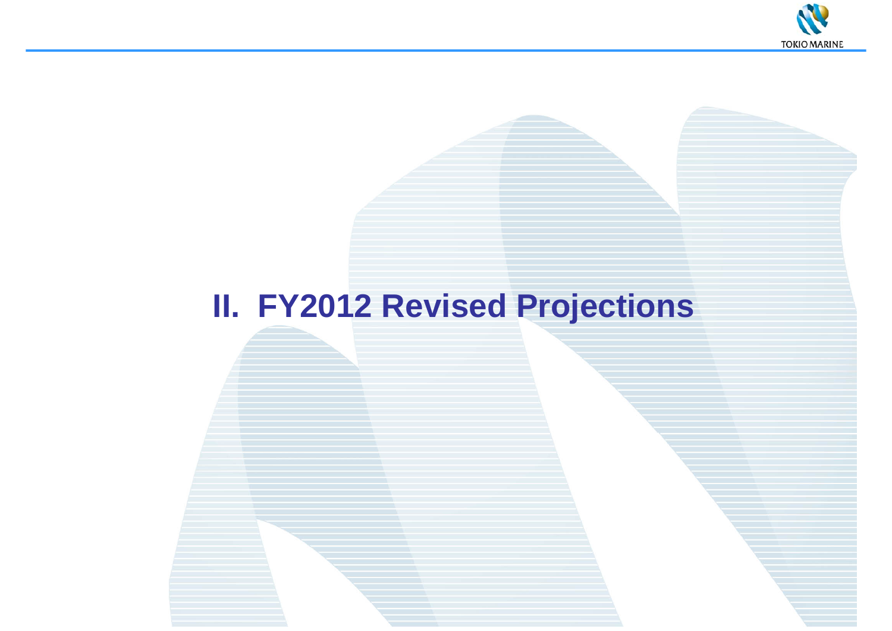# II. FY2012 Revised Projections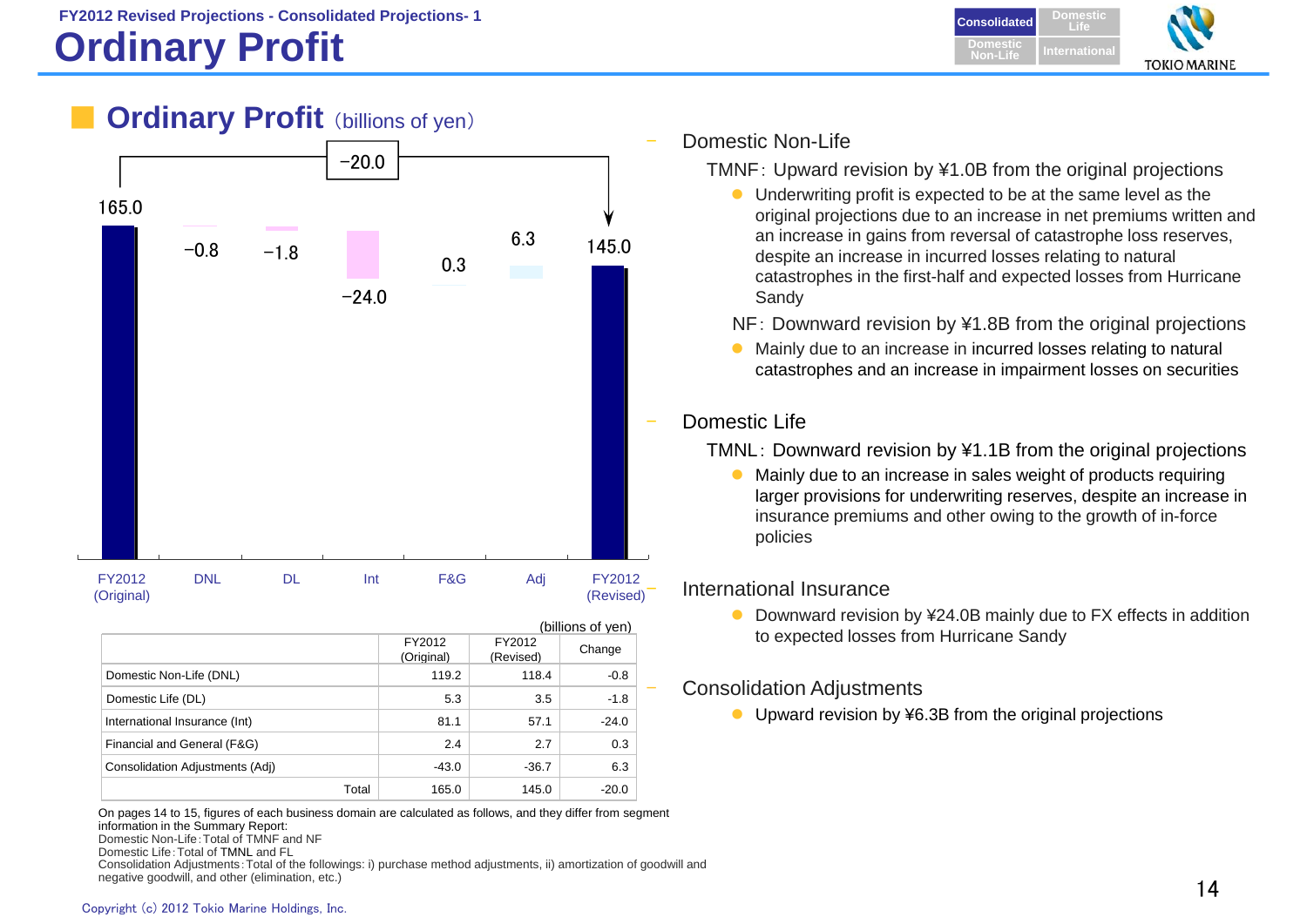FY2012 Revised Projections - Consolidated Projections- 1

# Ordinary Profit

## Ordinary Profit (billions of yen)

-20.0

| FY2012 (Original) | DNL | DL | Int | F&G | Adj | FY2012 (Revised) |
|---|---|---|---|---|---|---|
| 165.0 | -0.8 | -1.8 | -24.0 | 0.3 | 6.3 | 145.0 |

(billions of yen)

| | FY2012 (Original) | FY2012 (Revised) | Change |
|---|---|---|---|
| Domestic Non-Life (DNL) | 119.2 | 118.4 | -0.8 |
| Domestic Life (DL) | 5.3 | 3.5 | -1.8 |
| International Insurance (Int) | 81.1 | 57.1 | -24.0 |
| Financial and General (F&G) | 2.4 | 2.7 | 0.3 |
| Consolidation Adjustments (Adj) | -43.0 | -36.7 | 6.3 |
| Total | 165.0 | 145.0 | -20.0 |

On pages 14 to 15, figures of each business domain are calculated as follows, and they differ from segment information in the Summary Report:
Domestic Non-Life: Total of TMNF and NF
Domestic Life: Total of TMNL and FL
Consolidation Adjustments: Total of the followings: i) purchase method adjustments, ii) amortization of goodwill and negative goodwill, and other (elimination, etc.)

### Domestic Non-Life

TMNF: Upward revision by ¥1.0B from the original projections

- Underwriting profit is expected to be at the same level as the original projections due to an increase in net premiums written and an increase in gains from reversal of catastrophe loss reserves, despite an increase in incurred losses relating to natural catastrophes in the first-half and expected losses from Hurricane Sandy

NF: Downward revision by ¥1.8B from the original projections

- Mainly due to an increase in incurred losses relating to natural catastrophes and an increase in impairment losses on securities

### Domestic Life

TMNL: Downward revision by ¥1.1B from the original projections

- Mainly due to an increase in sales weight of products requiring larger provisions for underwriting reserves, despite an increase in insurance premiums and other owing to the growth of in-force policies

### International Insurance

- Downward revision by ¥24.0B mainly due to FX effects in addition to expected losses from Hurricane Sandy

### Consolidation Adjustments

- Upward revision by ¥6.3B from the original projections

Copyright (c) 2012 Tokio Marine Holdings, Inc.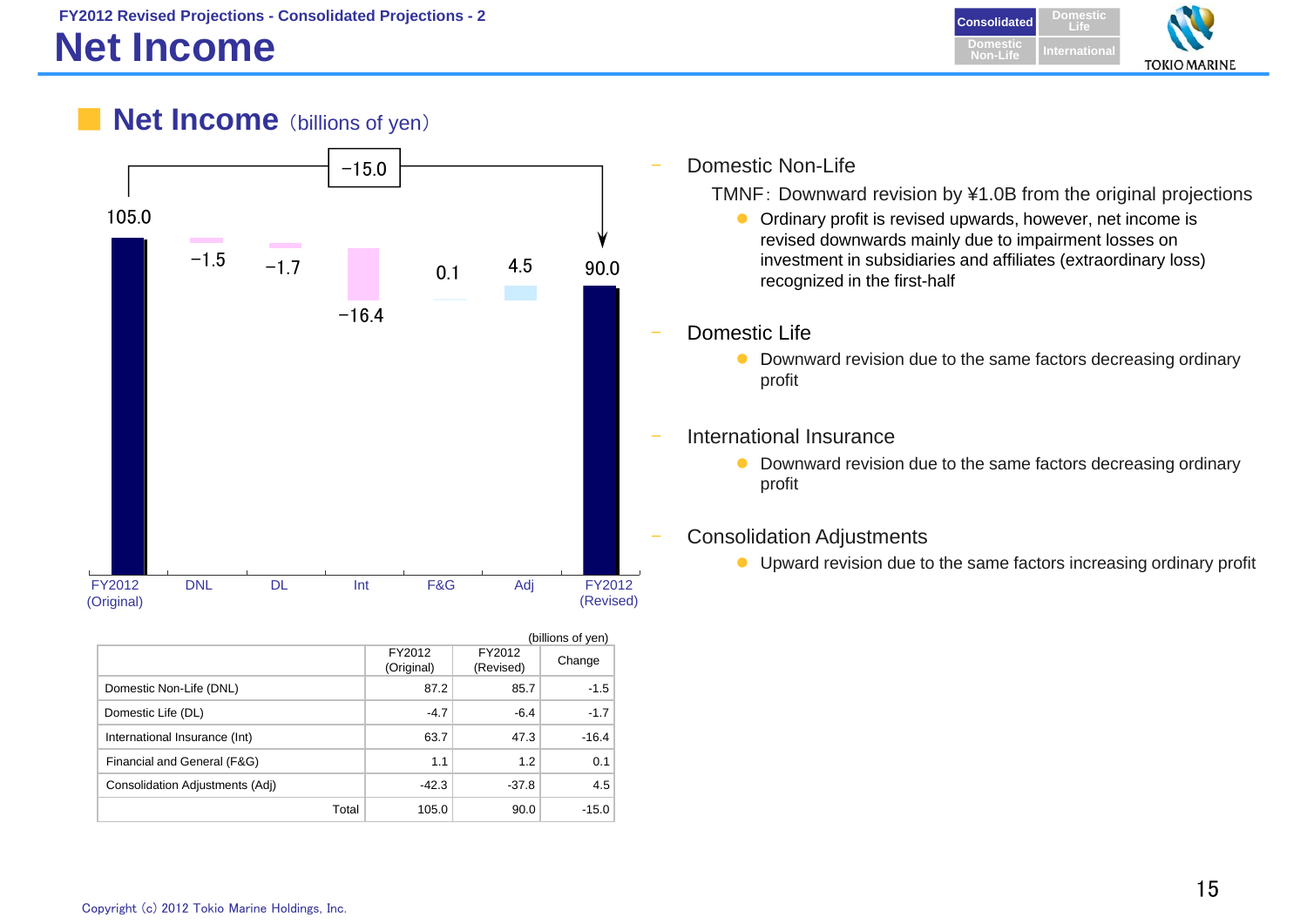FY2012 Revised Projections - Consolidated Projections - 2

# Net Income

## Net Income (billions of yen)

FY2012 (Original) 105.0 → DNL −1.5 → DL −1.7 → Int −16.4 → F&G 0.1 → Adj 4.5 → FY2012 (Revised) 90.0 (−15.0)

(billions of yen)

| | FY2012 (Original) | FY2012 (Revised) | Change |
|---|---|---|---|
| Domestic Non-Life (DNL) | 87.2 | 85.7 | -1.5 |
| Domestic Life (DL) | -4.7 | -6.4 | -1.7 |
| International Insurance (Int) | 63.7 | 47.3 | -16.4 |
| Financial and General (F&G) | 1.1 | 1.2 | 0.1 |
| Consolidation Adjustments (Adj) | -42.3 | -37.8 | 4.5 |
| Total | 105.0 | 90.0 | -15.0 |

- Domestic Non-Life
  - TMNF: Downward revision by ¥1.0B from the original projections
    - Ordinary profit is revised upwards, however, net income is revised downwards mainly due to impairment losses on investment in subsidiaries and affiliates (extraordinary loss) recognized in the first-half

- Domestic Life
  - Downward revision due to the same factors decreasing ordinary profit

- International Insurance
  - Downward revision due to the same factors decreasing ordinary profit

- Consolidation Adjustments
  - Upward revision due to the same factors increasing ordinary profit

Copyright (c) 2012 Tokio Marine Holdings, Inc.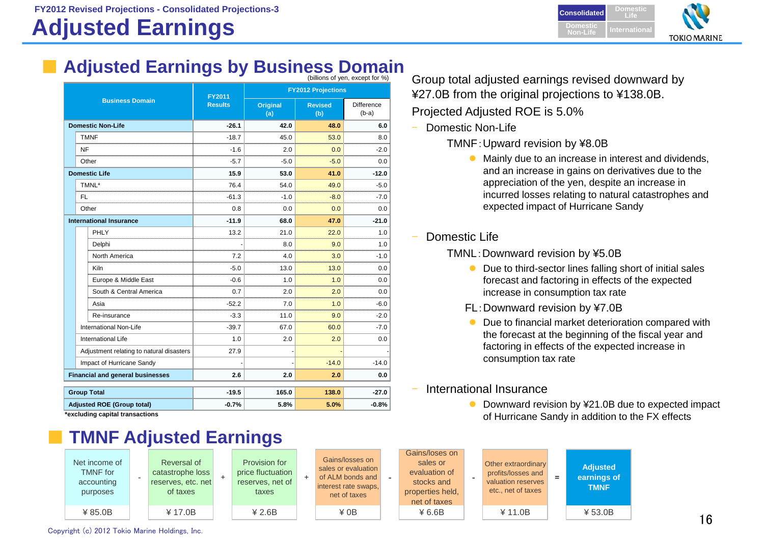FY2012 Revised Projections - Consolidated Projections-3

# Adjusted Earnings

## Adjusted Earnings by Business Domain

(billions of yen, except for %)

| Business Domain | FY2011 Results | FY2012 Projections Original (a) | FY2012 Projections Revised (b) | FY2012 Projections Difference (b-a) |
|---|---|---|---|---|
| **Domestic Non-Life** | **-26.1** | **42.0** | **48.0** | **6.0** |
| TMNF | -18.7 | 45.0 | 53.0 | 8.0 |
| NF | -1.6 | 2.0 | 0.0 | -2.0 |
| Other | -5.7 | -5.0 | -5.0 | 0.0 |
| **Domestic Life** | **15.9** | **53.0** | **41.0** | **-12.0** |
| TMNL* | 76.4 | 54.0 | 49.0 | -5.0 |
| FL | -61.3 | -1.0 | -8.0 | -7.0 |
| Other | 0.8 | 0.0 | 0.0 | 0.0 |
| **International Insurance** | **-11.9** | **68.0** | **47.0** | **-21.0** |
| PHLY | 13.2 | 21.0 | 22.0 | 1.0 |
| Delphi | - | 8.0 | 9.0 | 1.0 |
| North America | 7.2 | 4.0 | 3.0 | -1.0 |
| Kiln | -5.0 | 13.0 | 13.0 | 0.0 |
| Europe & Middle East | -0.6 | 1.0 | 1.0 | 0.0 |
| South & Central America | 0.7 | 2.0 | 2.0 | 0.0 |
| Asia | -52.2 | 7.0 | 1.0 | -6.0 |
| Re-insurance | -3.3 | 11.0 | 9.0 | -2.0 |
| International Non-Life | -39.7 | 67.0 | 60.0 | -7.0 |
| International Life | 1.0 | 2.0 | 2.0 | 0.0 |
| Adjustment relating to natural disasters | 27.9 | - | - | - |
| Impact of Hurricane Sandy | - | - | -14.0 | -14.0 |
| **Financial and general businesses** | **2.6** | **2.0** | **2.0** | **0.0** |
| **Group Total** | **-19.5** | **165.0** | **138.0** | **-27.0** |
| **Adjusted ROE (Group total)** | **-0.7%** | **5.8%** | **5.0%** | **-0.8%** |

*excluding capital transactions

Group total adjusted earnings revised downward by ¥27.0B from the original projections to ¥138.0B.

Projected Adjusted ROE is 5.0%

- Domestic Non-Life
  - TMNF: Upward revision by ¥8.0B
    - Mainly due to an increase in interest and dividends, and an increase in gains on derivatives due to the appreciation of the yen, despite an increase in incurred losses relating to natural catastrophes and expected impact of Hurricane Sandy
- Domestic Life
  - TMNL: Downward revision by ¥5.0B
    - Due to third-sector lines falling short of initial sales forecast and factoring in effects of the expected increase in consumption tax rate
  - FL: Downward revision by ¥7.0B
    - Due to financial market deterioration compared with the forecast at the beginning of the fiscal year and factoring in effects of the expected increase in consumption tax rate
- International Insurance
  - Downward revision by ¥21.0B due to expected impact of Hurricane Sandy in addition to the FX effects

## TMNF Adjusted Earnings

| Net income of TMNF for accounting purposes | - | Reversal of catastrophe loss reserves, etc. net of taxes | + | Provision for price fluctuation reserves, net of taxes | + | Gains/losses on sales or evaluation of ALM bonds and interest rate swaps, net of taxes | - | Gains/losses on sales or evaluation of stocks and properties held, net of taxes | - | Other extraordinary profits/losses and valuation reserves etc., net of taxes | = | Adjusted earnings of TMNF |
|---|---|---|---|---|---|---|---|---|---|---|---|---|
| ¥85.0B | | ¥17.0B | | ¥2.6B | | ¥0B | | ¥6.6B | | ¥11.0B | | ¥53.0B |

Copyright (c) 2012 Tokio Marine Holdings, Inc.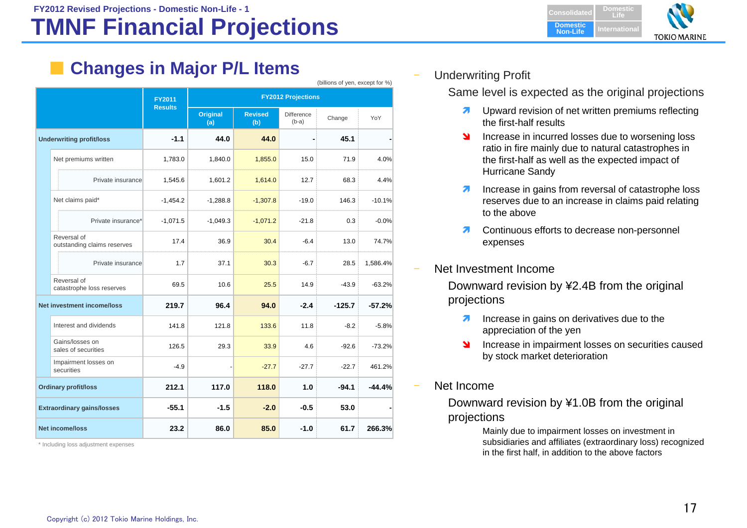FY2012 Revised Projections - Domestic Non-Life - 1

# TMNF Financial Projections

## Changes in Major P/L Items

(billions of yen, except for %)

| | FY2011 Results | FY2012 Projections | | | | |
|---|---|---|---|---|---|---|
| | | Original (a) | Revised (b) | Difference (b-a) | Change | YoY |
| **Underwriting profit/loss** | **-1.1** | **44.0** | **44.0** | **-** | **45.1** | **-** |
| Net premiums written | 1,783.0 | 1,840.0 | 1,855.0 | 15.0 | 71.9 | 4.0% |
| Private insurance | 1,545.6 | 1,601.2 | 1,614.0 | 12.7 | 68.3 | 4.4% |
| Net claims paid* | -1,454.2 | -1,288.8 | -1,307.8 | -19.0 | 146.3 | -10.1% |
| Private insurance* | -1,071.5 | -1,049.3 | -1,071.2 | -21.8 | 0.3 | -0.0% |
| Reversal of outstanding claims reserves | 17.4 | 36.9 | 30.4 | -6.4 | 13.0 | 74.7% |
| Private insurance | 1.7 | 37.1 | 30.3 | -6.7 | 28.5 | 1,586.4% |
| Reversal of catastrophe loss reserves | 69.5 | 10.6 | 25.5 | 14.9 | -43.9 | -63.2% |
| **Net investment income/loss** | **219.7** | **96.4** | **94.0** | **-2.4** | **-125.7** | **-57.2%** |
| Interest and dividends | 141.8 | 121.8 | 133.6 | 11.8 | -8.2 | -5.8% |
| Gains/losses on sales of securities | 126.5 | 29.3 | 33.9 | 4.6 | -92.6 | -73.2% |
| Impairment losses on securities | -4.9 | - | -27.7 | -27.7 | -22.7 | 461.2% |
| **Ordinary profit/loss** | **212.1** | **117.0** | **118.0** | **1.0** | **-94.1** | **-44.4%** |
| **Extraordinary gains/losses** | **-55.1** | **-1.5** | **-2.0** | **-0.5** | **53.0** | **-** |
| **Net income/loss** | **23.2** | **86.0** | **85.0** | **-1.0** | **61.7** | **266.3%** |

\* Including loss adjustment expenses

- Underwriting Profit
  
  Same level is expected as the original projections
  - ↗ Upward revision of net written premiums reflecting the first-half results
  - ↘ Increase in incurred losses due to worsening loss ratio in fire mainly due to natural catastrophes in the first-half as well as the expected impact of Hurricane Sandy
  - ↗ Increase in gains from reversal of catastrophe loss reserves due to an increase in claims paid relating to the above
  - ↗ Continuous efforts to decrease non-personnel expenses

- Net Investment Income
  
  Downward revision by ¥2.4B from the original projections
  - ↗ Increase in gains on derivatives due to the appreciation of the yen
  - ↘ Increase in impairment losses on securities caused by stock market deterioration

- Net Income
  
  Downward revision by ¥1.0B from the original projections
  
  Mainly due to impairment losses on investment in subsidiaries and affiliates (extraordinary loss) recognized in the first half, in addition to the above factors

Copyright (c) 2012 Tokio Marine Holdings, Inc.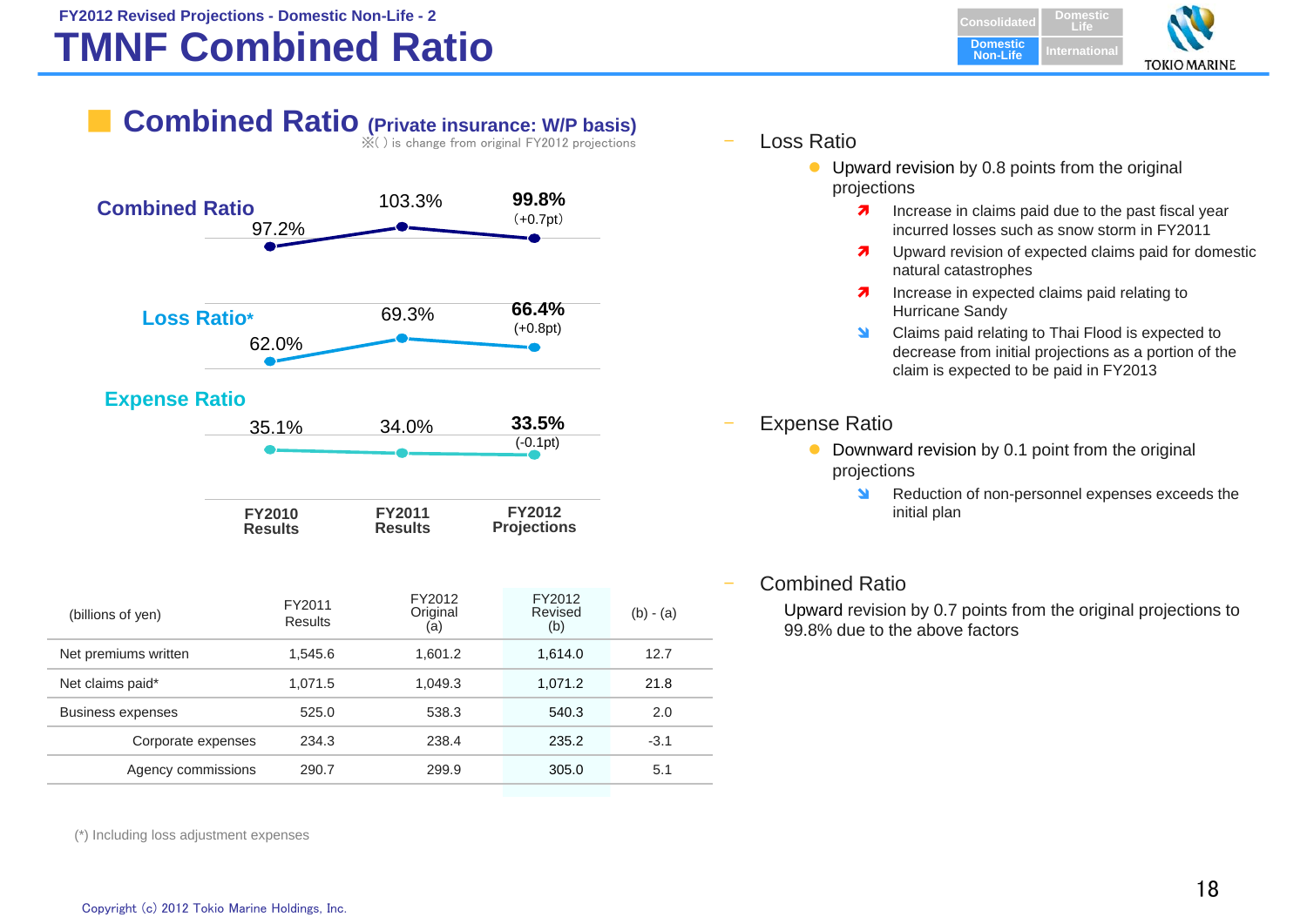FY2012 Revised Projections - Domestic Non-Life - 2

# TMNF Combined Ratio

## Combined Ratio (Private insurance: W/P basis)

※( ) is change from original FY2012 projections

| | FY2010 Results | FY2011 Results | FY2012 Projections |
|---|---|---|---|
| Combined Ratio | 97.2% | 103.3% | **99.8%** (+0.7pt) |
| Loss Ratio* | 62.0% | 69.3% | **66.4%** (+0.8pt) |
| Expense Ratio | 35.1% | 34.0% | **33.5%** (-0.1pt) |

| (billions of yen) | FY2011 Results | FY2012 Original (a) | FY2012 Revised (b) | (b) - (a) |
|---|---|---|---|---|
| Net premiums written | 1,545.6 | 1,601.2 | 1,614.0 | 12.7 |
| Net claims paid* | 1,071.5 | 1,049.3 | 1,071.2 | 21.8 |
| Business expenses | 525.0 | 538.3 | 540.3 | 2.0 |
| Corporate expenses | 234.3 | 238.4 | 235.2 | -3.1 |
| Agency commissions | 290.7 | 299.9 | 305.0 | 5.1 |

(*) Including loss adjustment expenses

### Loss Ratio

- Upward revision by 0.8 points from the original projections
  - ↗ Increase in claims paid due to the past fiscal year incurred losses such as snow storm in FY2011
  - ↗ Upward revision of expected claims paid for domestic natural catastrophes
  - ↗ Increase in expected claims paid relating to Hurricane Sandy
  - ↘ Claims paid relating to Thai Flood is expected to decrease from initial projections as a portion of the claim is expected to be paid in FY2013

### Expense Ratio

- Downward revision by 0.1 point from the original projections
  - ↘ Reduction of non-personnel expenses exceeds the initial plan

### Combined Ratio

Upward revision by 0.7 points from the original projections to 99.8% due to the above factors

Copyright (c) 2012 Tokio Marine Holdings, Inc.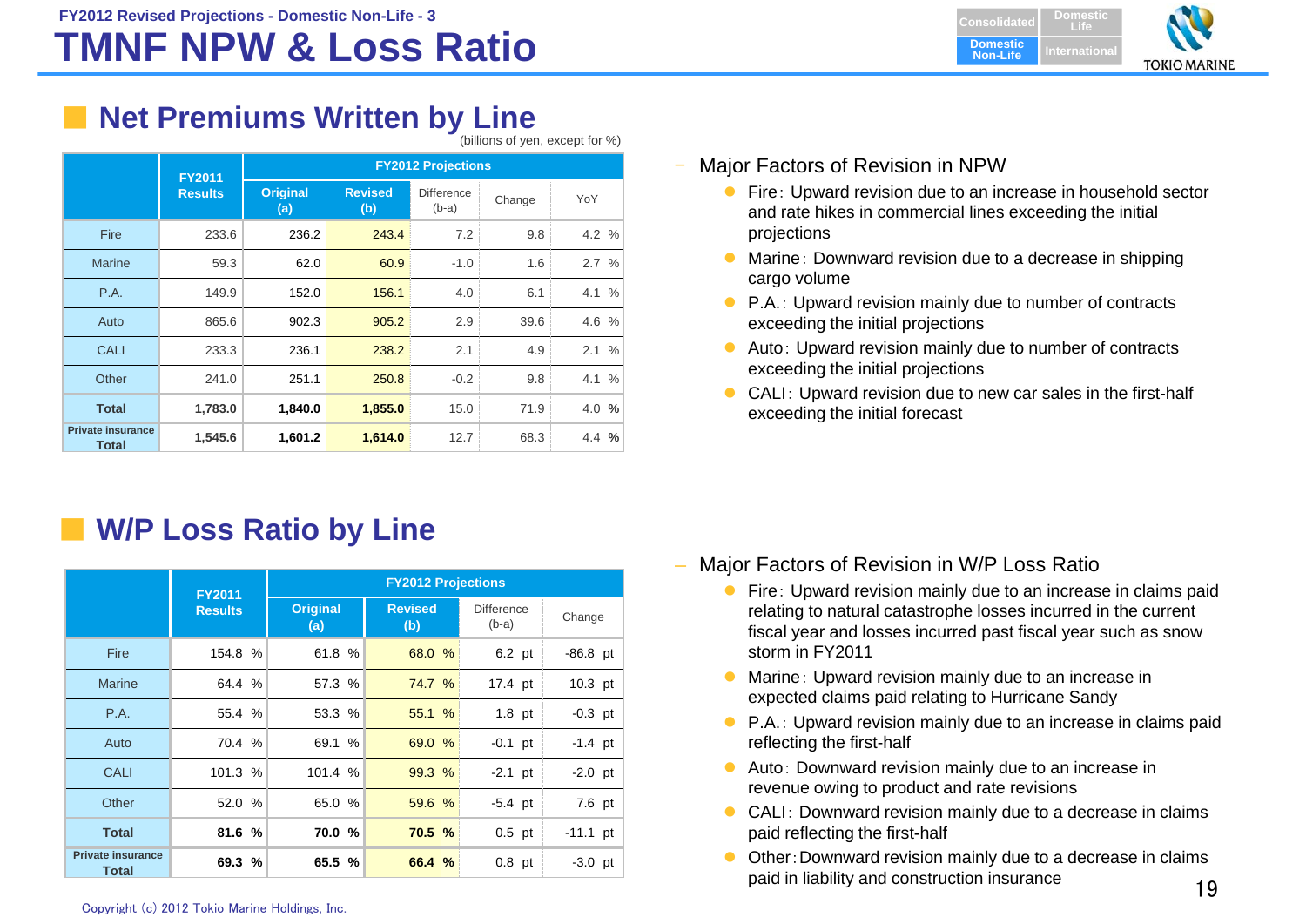FY2012 Revised Projections - Domestic Non-Life - 3

# TMNF NPW & Loss Ratio

## Net Premiums Written by Line

(billions of yen, except for %)

| | FY2011 Results | FY2012 Projections | | | | |
|---|---|---|---|---|---|---|
| | | Original (a) | Revised (b) | Difference (b-a) | Change | YoY |
| Fire | 233.6 | 236.2 | 243.4 | 7.2 | 9.8 | 4.2 % |
| Marine | 59.3 | 62.0 | 60.9 | -1.0 | 1.6 | 2.7 % |
| P.A. | 149.9 | 152.0 | 156.1 | 4.0 | 6.1 | 4.1 % |
| Auto | 865.6 | 902.3 | 905.2 | 2.9 | 39.6 | 4.6 % |
| CALI | 233.3 | 236.1 | 238.2 | 2.1 | 4.9 | 2.1 % |
| Other | 241.0 | 251.1 | 250.8 | -0.2 | 9.8 | 4.1 % |
| **Total** | **1,783.0** | **1,840.0** | **1,855.0** | 15.0 | 71.9 | 4.0 % |
| **Private insurance Total** | **1,545.6** | **1,601.2** | **1,614.0** | 12.7 | 68.3 | 4.4 % |

- Major Factors of Revision in NPW
  - Fire: Upward revision due to an increase in household sector and rate hikes in commercial lines exceeding the initial projections
  - Marine: Downward revision due to a decrease in shipping cargo volume
  - P.A.: Upward revision mainly due to number of contracts exceeding the initial projections
  - Auto: Upward revision mainly due to number of contracts exceeding the initial projections
  - CALI: Upward revision due to new car sales in the first-half exceeding the initial forecast

## W/P Loss Ratio by Line

| | FY2011 Results | FY2012 Projections | | | |
|---|---|---|---|---|---|
| | | Original (a) | Revised (b) | Difference (b-a) | Change |
| Fire | 154.8 % | 61.8 % | 68.0 % | 6.2 pt | -86.8 pt |
| Marine | 64.4 % | 57.3 % | 74.7 % | 17.4 pt | 10.3 pt |
| P.A. | 55.4 % | 53.3 % | 55.1 % | 1.8 pt | -0.3 pt |
| Auto | 70.4 % | 69.1 % | 69.0 % | -0.1 pt | -1.4 pt |
| CALI | 101.3 % | 101.4 % | 99.3 % | -2.1 pt | -2.0 pt |
| Other | 52.0 % | 65.0 % | 59.6 % | -5.4 pt | 7.6 pt |
| **Total** | **81.6 %** | **70.0 %** | **70.5 %** | 0.5 pt | -11.1 pt |
| **Private insurance Total** | **69.3 %** | **65.5 %** | **66.4 %** | 0.8 pt | -3.0 pt |

- Major Factors of Revision in W/P Loss Ratio
  - Fire: Upward revision mainly due to an increase in claims paid relating to natural catastrophe losses incurred in the current fiscal year and losses incurred past fiscal year such as snow storm in FY2011
  - Marine: Upward revision mainly due to an increase in expected claims paid relating to Hurricane Sandy
  - P.A.: Upward revision mainly due to an increase in claims paid reflecting the first-half
  - Auto: Downward revision mainly due to an increase in revenue owing to product and rate revisions
  - CALI: Downward revision mainly due to a decrease in claims paid reflecting the first-half
  - Other: Downward revision mainly due to a decrease in claims paid in liability and construction insurance

Copyright (c) 2012 Tokio Marine Holdings, Inc.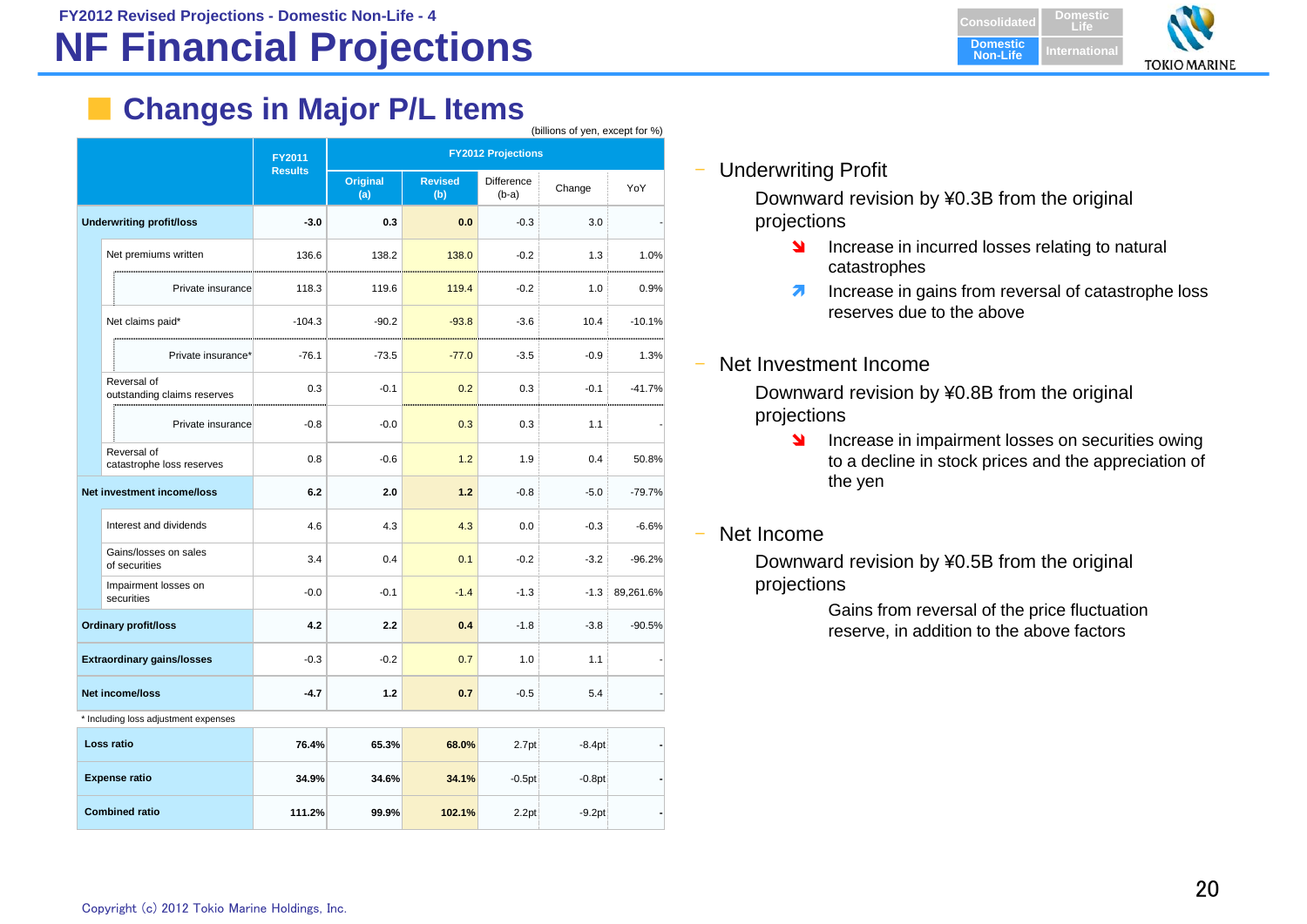# NF Financial Projections

FY2012 Revised Projections - Domestic Non-Life - 4

## Changes in Major P/L Items

(billions of yen, except for %)

| | FY2011 Results | FY2012 Projections | | | | |
|---|---|---|---|---|---|---|
| | | Original (a) | Revised (b) | Difference (b-a) | Change | YoY |
| **Underwriting profit/loss** | **-3.0** | **0.3** | **0.0** | -0.3 | 3.0 | - |
| Net premiums written | 136.6 | 138.2 | 138.0 | -0.2 | 1.3 | 1.0% |
| Private insurance | 118.3 | 119.6 | 119.4 | -0.2 | 1.0 | 0.9% |
| Net claims paid* | -104.3 | -90.2 | -93.8 | -3.6 | 10.4 | -10.1% |
| Private insurance* | -76.1 | -73.5 | -77.0 | -3.5 | -0.9 | 1.3% |
| Reversal of outstanding claims reserves | 0.3 | -0.1 | 0.2 | 0.3 | -0.1 | -41.7% |
| Private insurance | -0.8 | -0.0 | 0.3 | 0.3 | 1.1 | - |
| Reversal of catastrophe loss reserves | 0.8 | -0.6 | 1.2 | 1.9 | 0.4 | 50.8% |
| **Net investment income/loss** | **6.2** | **2.0** | **1.2** | -0.8 | -5.0 | -79.7% |
| Interest and dividends | 4.6 | 4.3 | 4.3 | 0.0 | -0.3 | -6.6% |
| Gains/losses on sales of securities | 3.4 | 0.4 | 0.1 | -0.2 | -3.2 | -96.2% |
| Impairment losses on securities | -0.0 | -0.1 | -1.4 | -1.3 | -1.3 | 89,261.6% |
| **Ordinary profit/loss** | **4.2** | **2.2** | **0.4** | -1.8 | -3.8 | -90.5% |
| **Extraordinary gains/losses** | -0.3 | -0.2 | 0.7 | 1.0 | 1.1 | - |
| **Net income/loss** | **-4.7** | **1.2** | **0.7** | -0.5 | 5.4 | - |

\* Including loss adjustment expenses

| | FY2011 Results | Original (a) | Revised (b) | Difference (b-a) | Change | YoY |
|---|---|---|---|---|---|---|
| **Loss ratio** | **76.4%** | **65.3%** | **68.0%** | 2.7pt | -8.4pt | - |
| **Expense ratio** | **34.9%** | **34.6%** | **34.1%** | -0.5pt | -0.8pt | - |
| **Combined ratio** | **111.2%** | **99.9%** | **102.1%** | 2.2pt | -9.2pt | - |

- Underwriting Profit

  Downward revision by ¥0.3B from the original projections

  - ↘ Increase in incurred losses relating to natural catastrophes
  - ↗ Increase in gains from reversal of catastrophe loss reserves due to the above

- Net Investment Income

  Downward revision by ¥0.8B from the original projections

  - ↘ Increase in impairment losses on securities owing to a decline in stock prices and the appreciation of the yen

- Net Income

  Downward revision by ¥0.5B from the original projections

  Gains from reversal of the price fluctuation reserve, in addition to the above factors

Copyright (c) 2012 Tokio Marine Holdings, Inc.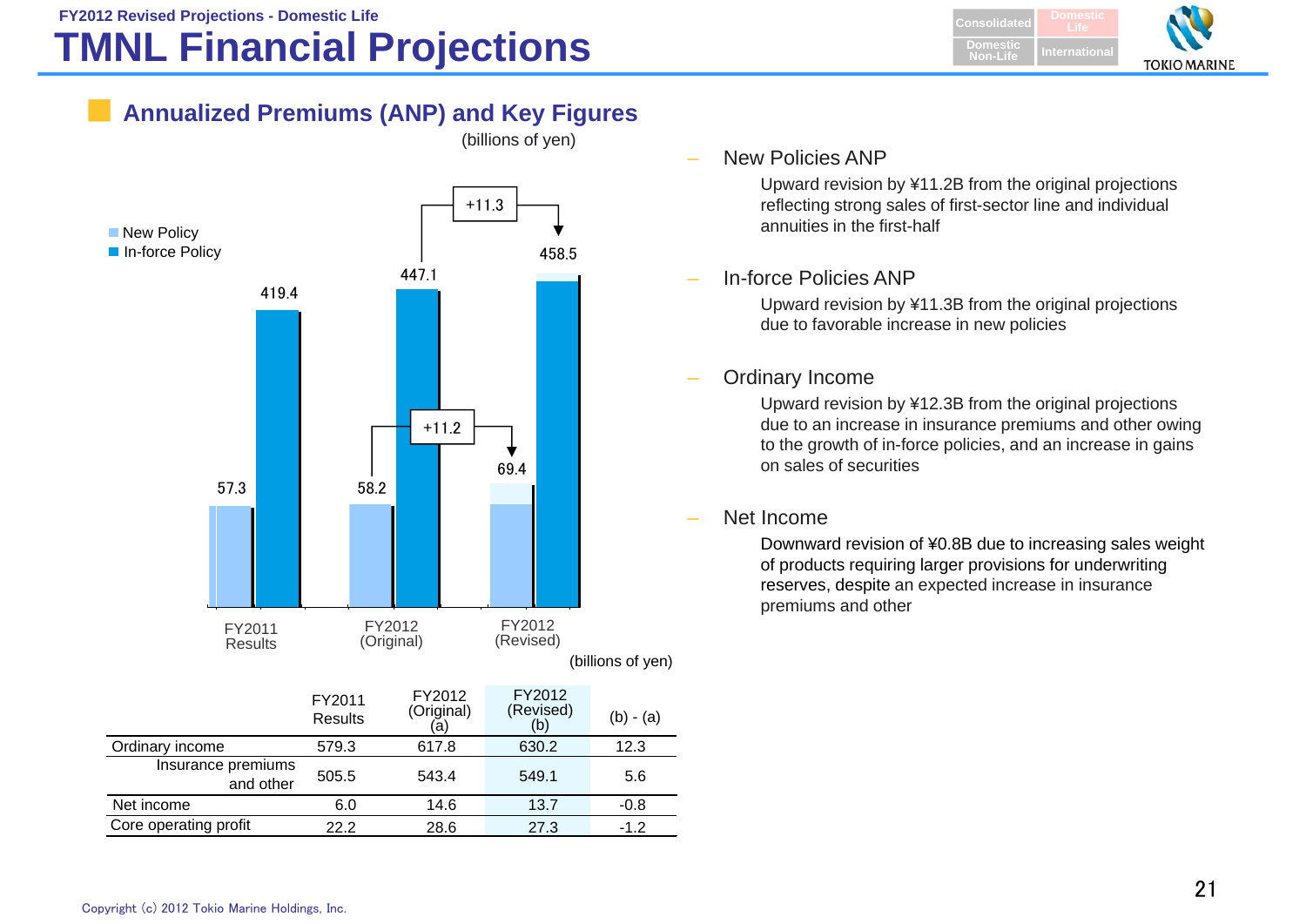FY2012 Revised Projections - Domestic Life

# TMNL Financial Projections

## Annualized Premiums (ANP) and Key Figures

(billions of yen)

| | FY2011 Results | FY2012 (Original) | FY2012 (Revised) |
|---|---|---|---|
| New Policy | 57.3 | 58.2 | 69.4 (+11.2) |
| In-force Policy | 419.4 | 447.1 | 458.5 (+11.3) |

(billions of yen)

| | FY2011 Results | FY2012 (Original) (a) | FY2012 (Revised) (b) | (b) - (a) |
|---|---|---|---|---|
| Ordinary income | 579.3 | 617.8 | 630.2 | 12.3 |
| Insurance premiums and other | 505.5 | 543.4 | 549.1 | 5.6 |
| Net income | 6.0 | 14.6 | 13.7 | -0.8 |
| Core operating profit | 22.2 | 28.6 | 27.3 | -1.2 |

- New Policies ANP

  Upward revision by ¥11.2B from the original projections reflecting strong sales of first-sector line and individual annuities in the first-half

- In-force Policies ANP

  Upward revision by ¥11.3B from the original projections due to favorable increase in new policies

- Ordinary Income

  Upward revision by ¥12.3B from the original projections due to an increase in insurance premiums and other owing to the growth of in-force policies, and an increase in gains on sales of securities

- Net Income

  Downward revision of ¥0.8B due to increasing sales weight of products requiring larger provisions for underwriting reserves, despite an expected increase in insurance premiums and other

Copyright (c) 2012 Tokio Marine Holdings, Inc.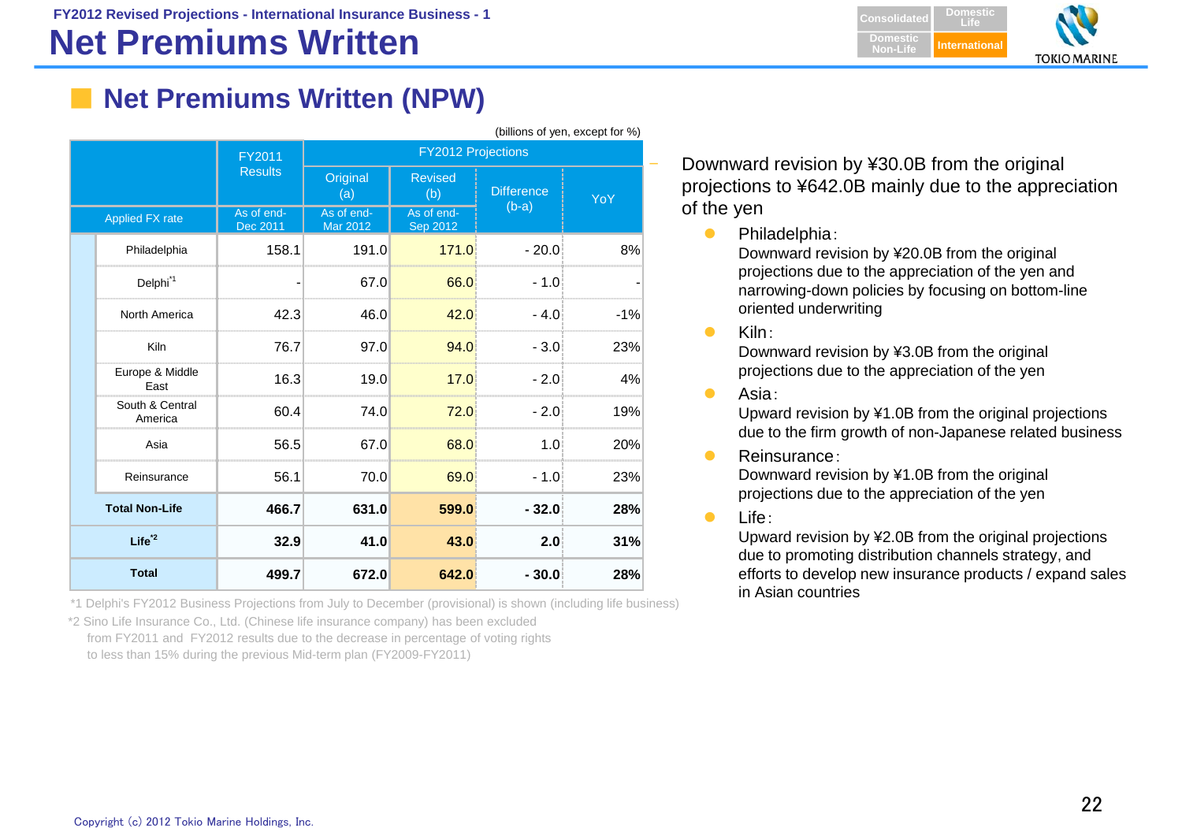# FY2012 Revised Projections - International Insurance Business - 1

# Net Premiums Written

## Net Premiums Written (NPW)

(billions of yen, except for %)

| | FY2011 Results | FY2012 Projections Original (a) | FY2012 Projections Revised (b) | Difference (b-a) | YoY |
|---|---|---|---|---|---|
| Applied FX rate | As of end-Dec 2011 | As of end-Mar 2012 | As of end-Sep 2012 | | |
| Philadelphia | 158.1 | 191.0 | 171.0 | - 20.0 | 8% |
| Delphi[*1] | - | 67.0 | 66.0 | - 1.0 | - |
| North America | 42.3 | 46.0 | 42.0 | - 4.0 | -1% |
| Kiln | 76.7 | 97.0 | 94.0 | - 3.0 | 23% |
| Europe & Middle East | 16.3 | 19.0 | 17.0 | - 2.0 | 4% |
| South & Central America | 60.4 | 74.0 | 72.0 | - 2.0 | 19% |
| Asia | 56.5 | 67.0 | 68.0 | 1.0 | 20% |
| Reinsurance | 56.1 | 70.0 | 69.0 | - 1.0 | 23% |
| **Total Non-Life** | **466.7** | **631.0** | **599.0** | **- 32.0** | **28%** |
| **Life[*2]** | **32.9** | **41.0** | **43.0** | **2.0** | **31%** |
| **Total** | **499.7** | **672.0** | **642.0** | **- 30.0** | **28%** |

*1 Delphi's FY2012 Business Projections from July to December (provisional) is shown (including life business)

*2 Sino Life Insurance Co., Ltd. (Chinese life insurance company) has been excluded from FY2011 and FY2012 results due to the decrease in percentage of voting rights to less than 15% during the previous Mid-term plan (FY2009-FY2011)

– Downward revision by ¥30.0B from the original projections to ¥642.0B mainly due to the appreciation of the yen

- Philadelphia:
  Downward revision by ¥20.0B from the original projections due to the appreciation of the yen and narrowing-down policies by focusing on bottom-line oriented underwriting
- Kiln:
  Downward revision by ¥3.0B from the original projections due to the appreciation of the yen
- Asia:
  Upward revision by ¥1.0B from the original projections due to the firm growth of non-Japanese related business
- Reinsurance:
  Downward revision by ¥1.0B from the original projections due to the appreciation of the yen
- Life:
  Upward revision by ¥2.0B from the original projections due to promoting distribution channels strategy, and efforts to develop new insurance products / expand sales in Asian countries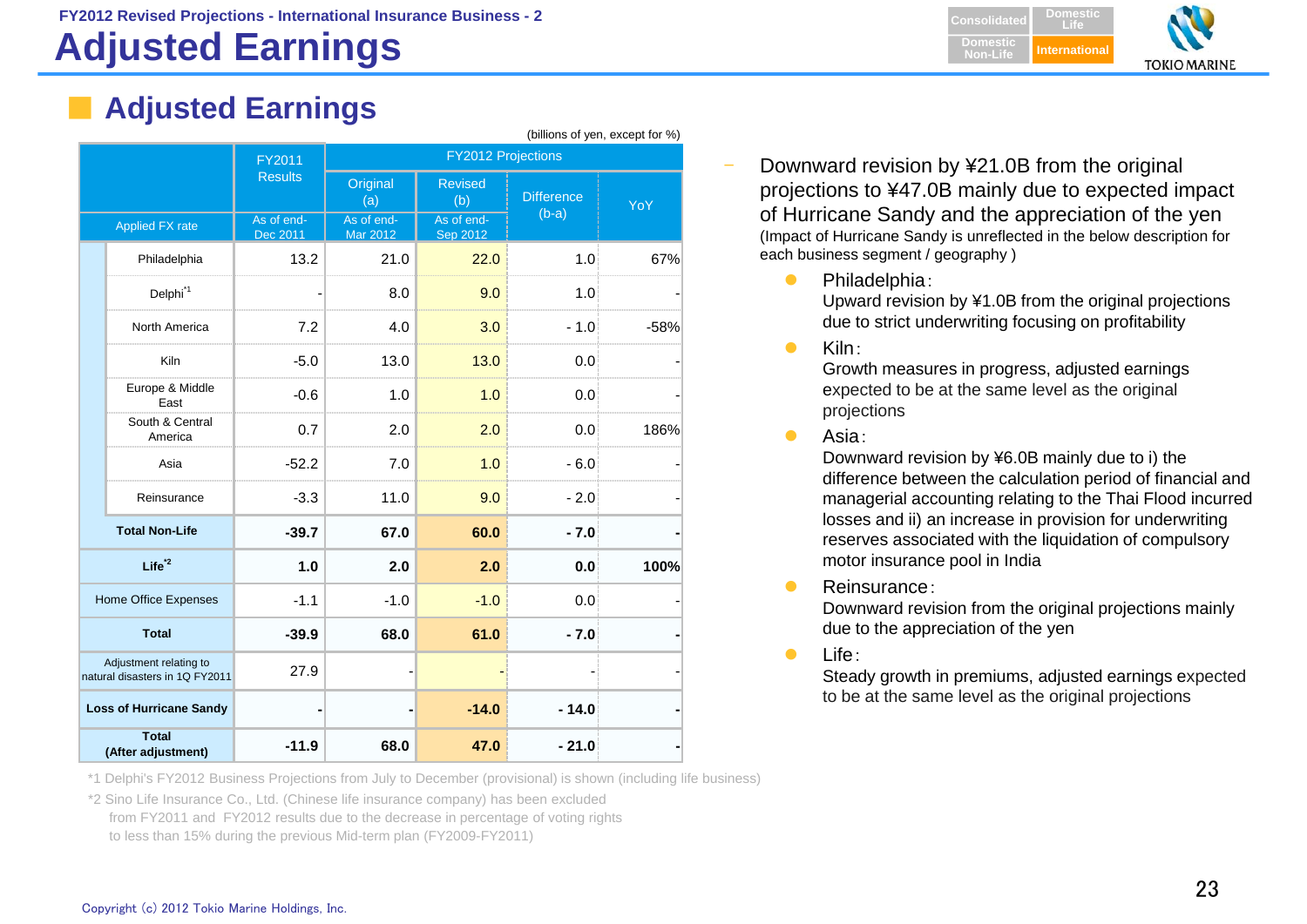# FY2012 Revised Projections - International Insurance Business - 2

# Adjusted Earnings

## Adjusted Earnings

(billions of yen, except for %)

| | FY2011 Results | FY2012 Projections | | | |
|---|---|---|---|---|---|
| | | Original (a) | Revised (b) | Difference (b-a) | YoY |
| Applied FX rate | As of end-Dec 2011 | As of end-Mar 2012 | As of end-Sep 2012 | | |
| Philadelphia | 13.2 | 21.0 | 22.0 | 1.0 | 67% |
| Delphi[*1] | - | 8.0 | 9.0 | 1.0 | - |
| North America | 7.2 | 4.0 | 3.0 | - 1.0 | -58% |
| Kiln | -5.0 | 13.0 | 13.0 | 0.0 | - |
| Europe & Middle East | -0.6 | 1.0 | 1.0 | 0.0 | - |
| South & Central America | 0.7 | 2.0 | 2.0 | 0.0 | 186% |
| Asia | -52.2 | 7.0 | 1.0 | - 6.0 | - |
| Reinsurance | -3.3 | 11.0 | 9.0 | - 2.0 | - |
| **Total Non-Life** | **-39.7** | **67.0** | **60.0** | **- 7.0** | **-** |
| **Life[*2]** | **1.0** | **2.0** | **2.0** | **0.0** | **100%** |
| Home Office Expenses | -1.1 | -1.0 | -1.0 | 0.0 | - |
| **Total** | **-39.9** | **68.0** | **61.0** | **- 7.0** | **-** |
| Adjustment relating to natural disasters in 1Q FY2011 | 27.9 | - | - | - | - |
| **Loss of Hurricane Sandy** | **-** | **-** | **-14.0** | **- 14.0** | **-** |
| **Total (After adjustment)** | **-11.9** | **68.0** | **47.0** | **- 21.0** | **-** |

*1 Delphi's FY2012 Business Projections from July to December (provisional) is shown (including life business)

*2 Sino Life Insurance Co., Ltd. (Chinese life insurance company) has been excluded from FY2011 and FY2012 results due to the decrease in percentage of voting rights to less than 15% during the previous Mid-term plan (FY2009-FY2011)

- Downward revision by ¥21.0B from the original projections to ¥47.0B mainly due to expected impact of Hurricane Sandy and the appreciation of the yen
  (Impact of Hurricane Sandy is unreflected in the below description for each business segment / geography )
  - Philadelphia:
    Upward revision by ¥1.0B from the original projections due to strict underwriting focusing on profitability
  - Kiln:
    Growth measures in progress, adjusted earnings expected to be at the same level as the original projections
  - Asia:
    Downward revision by ¥6.0B mainly due to i) the difference between the calculation period of financial and managerial accounting relating to the Thai Flood incurred losses and ii) an increase in provision for underwriting reserves associated with the liquidation of compulsory motor insurance pool in India
  - Reinsurance:
    Downward revision from the original projections mainly due to the appreciation of the yen
  - Life:
    Steady growth in premiums, adjusted earnings expected to be at the same level as the original projections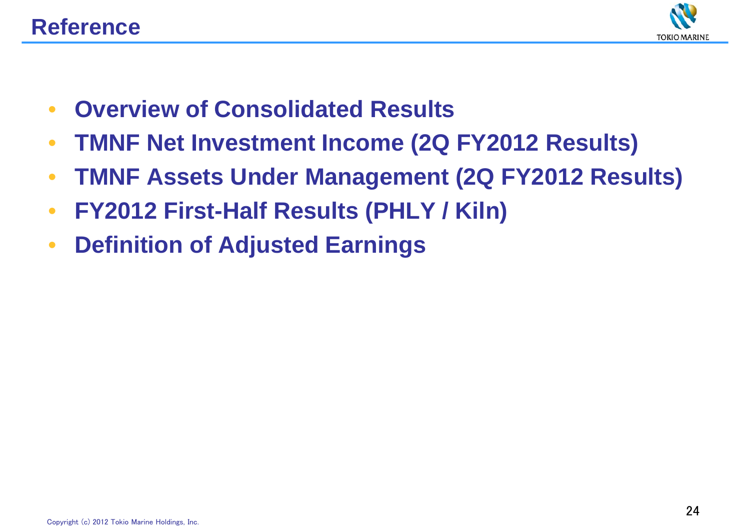# Reference

- **Overview of Consolidated Results**
- **TMNF Net Investment Income (2Q FY2012 Results)**
- **TMNF Assets Under Management (2Q FY2012 Results)**
- **FY2012 First-Half Results (PHLY / Kiln)**
- **Definition of Adjusted Earnings**

Copyright (c) 2012 Tokio Marine Holdings, Inc.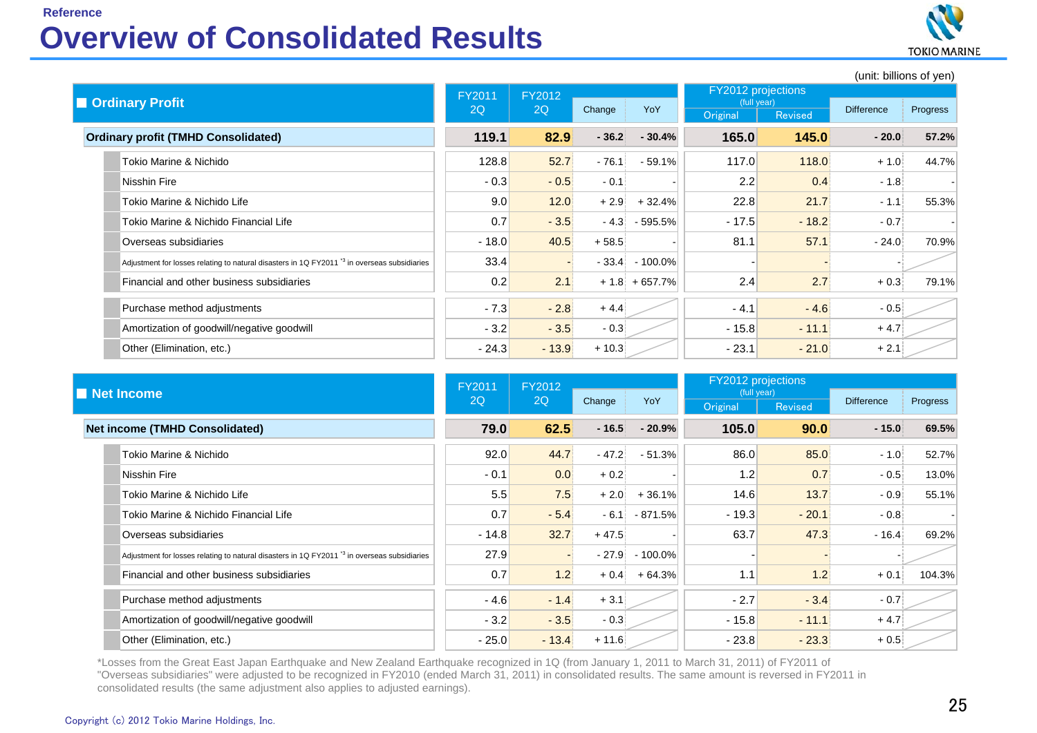Reference

# Overview of Consolidated Results

(unit: billions of yen)

| Ordinary Profit | FY2011 2Q | FY2012 2Q | Change | YoY | FY2012 projections (full year) Original | Revised | Difference | Progress |
|---|---|---|---|---|---|---|---|---|
| **Ordinary profit (TMHD Consolidated)** | **119.1** | **82.9** | **- 36.2** | **- 30.4%** | **165.0** | **145.0** | **- 20.0** | **57.2%** |
| Tokio Marine & Nichido | 128.8 | 52.7 | - 76.1 | - 59.1% | 117.0 | 118.0 | + 1.0 | 44.7% |
| Nisshin Fire | - 0.3 | - 0.5 | - 0.1 | - | 2.2 | 0.4 | - 1.8 | - |
| Tokio Marine & Nichido Life | 9.0 | 12.0 | + 2.9 | + 32.4% | 22.8 | 21.7 | - 1.1 | 55.3% |
| Tokio Marine & Nichido Financial Life | 0.7 | - 3.5 | - 4.3 | - 595.5% | - 17.5 | - 18.2 | - 0.7 | - |
| Overseas subsidiaries | - 18.0 | 40.5 | + 58.5 | - | 81.1 | 57.1 | - 24.0 | 70.9% |
| Adjustment for losses relating to natural disasters in 1Q FY2011 *3 in overseas subsidiaries | 33.4 | - | - 33.4 | - 100.0% | - | - | - | |
| Financial and other business subsidiaries | 0.2 | 2.1 | + 1.8 | + 657.7% | 2.4 | 2.7 | + 0.3 | 79.1% |
| Purchase method adjustments | - 7.3 | - 2.8 | + 4.4 | | - 4.1 | - 4.6 | - 0.5 | |
| Amortization of goodwill/negative goodwill | - 3.2 | - 3.5 | - 0.3 | | - 15.8 | - 11.1 | + 4.7 | |
| Other (Elimination, etc.) | - 24.3 | - 13.9 | + 10.3 | | - 23.1 | - 21.0 | + 2.1 | |

| Net Income | FY2011 2Q | FY2012 2Q | Change | YoY | FY2012 projections (full year) Original | Revised | Difference | Progress |
|---|---|---|---|---|---|---|---|---|
| **Net income (TMHD Consolidated)** | **79.0** | **62.5** | **- 16.5** | **- 20.9%** | **105.0** | **90.0** | **- 15.0** | **69.5%** |
| Tokio Marine & Nichido | 92.0 | 44.7 | - 47.2 | - 51.3% | 86.0 | 85.0 | - 1.0 | 52.7% |
| Nisshin Fire | - 0.1 | 0.0 | + 0.2 | - | 1.2 | 0.7 | - 0.5 | 13.0% |
| Tokio Marine & Nichido Life | 5.5 | 7.5 | + 2.0 | + 36.1% | 14.6 | 13.7 | - 0.9 | 55.1% |
| Tokio Marine & Nichido Financial Life | 0.7 | - 5.4 | - 6.1 | - 871.5% | - 19.3 | - 20.1 | - 0.8 | - |
| Overseas subsidiaries | - 14.8 | 32.7 | + 47.5 | - | 63.7 | 47.3 | - 16.4 | 69.2% |
| Adjustment for losses relating to natural disasters in 1Q FY2011 *3 in overseas subsidiaries | 27.9 | - | - 27.9 | - 100.0% | - | - | - | |
| Financial and other business subsidiaries | 0.7 | 1.2 | + 0.4 | + 64.3% | 1.1 | 1.2 | + 0.1 | 104.3% |
| Purchase method adjustments | - 4.6 | - 1.4 | + 3.1 | | - 2.7 | - 3.4 | - 0.7 | |
| Amortization of goodwill/negative goodwill | - 3.2 | - 3.5 | - 0.3 | | - 15.8 | - 11.1 | + 4.7 | |
| Other (Elimination, etc.) | - 25.0 | - 13.4 | + 11.6 | | - 23.8 | - 23.3 | + 0.5 | |

*Losses from the Great East Japan Earthquake and New Zealand Earthquake recognized in 1Q (from January 1, 2011 to March 31, 2011) of FY2011 of "Overseas subsidiaries" were adjusted to be recognized in FY2010 (ended March 31, 2011) in consolidated results. The same amount is reversed in FY2011 in consolidated results (the same adjustment also applies to adjusted earnings).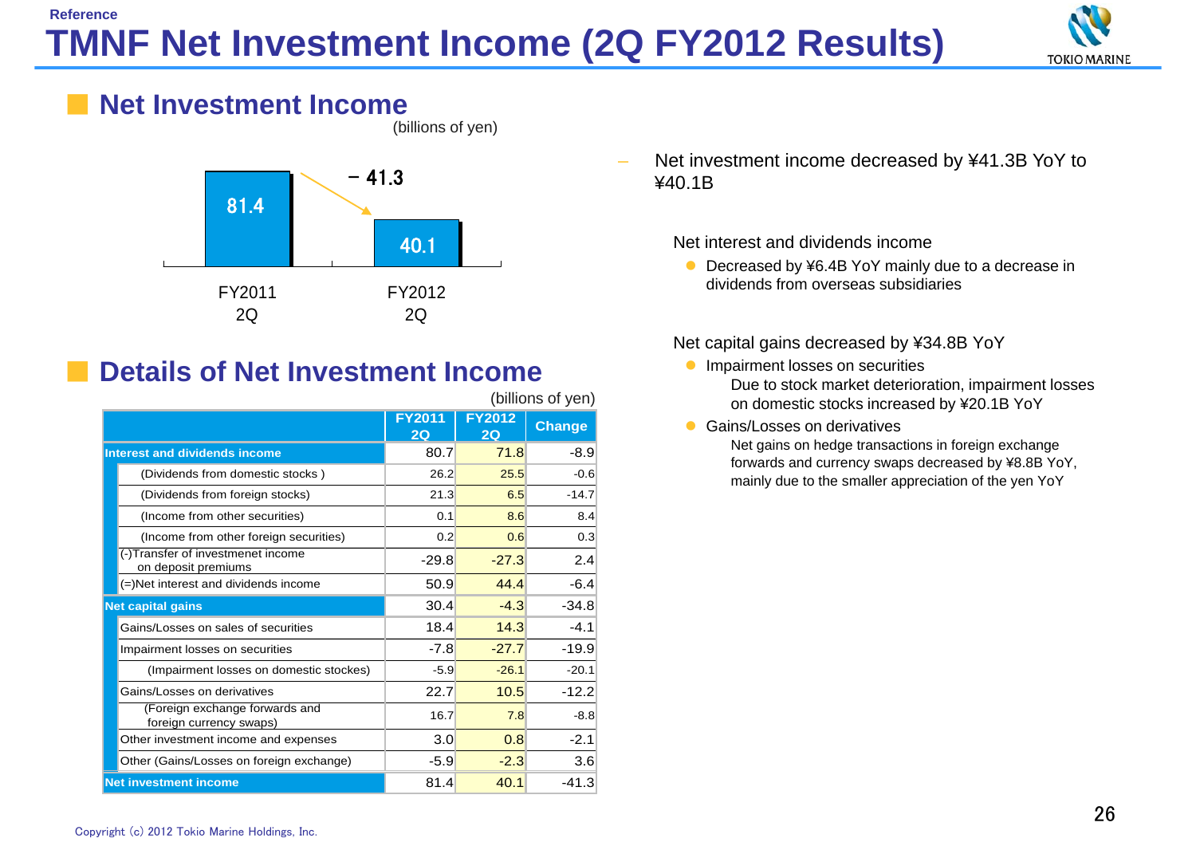Reference

# TMNF Net Investment Income (2Q FY2012 Results)

## Net Investment Income

(billions of yen)

| | FY2011 2Q | FY2012 2Q |
|---|---|---|
| Net investment income | 81.4 | 40.1 |

− 41.3

– Net investment income decreased by ¥41.3B YoY to ¥40.1B

Net interest and dividends income

- Decreased by ¥6.4B YoY mainly due to a decrease in dividends from overseas subsidiaries

Net capital gains decreased by ¥34.8B YoY

- Impairment losses on securities
  
  Due to stock market deterioration, impairment losses on domestic stocks increased by ¥20.1B YoY

- Gains/Losses on derivatives
  
  Net gains on hedge transactions in foreign exchange forwards and currency swaps decreased by ¥8.8B YoY, mainly due to the smaller appreciation of the yen YoY

## Details of Net Investment Income

(billions of yen)

| | FY2011 2Q | FY2012 2Q | Change |
|---|---|---|---|
| **Interest and dividends income** | 80.7 | 71.8 | -8.9 |
| (Dividends from domestic stocks ) | 26.2 | 25.5 | -0.6 |
| (Dividends from foreign stocks) | 21.3 | 6.5 | -14.7 |
| (Income from other securities) | 0.1 | 8.6 | 8.4 |
| (Income from other foreign securities) | 0.2 | 0.6 | 0.3 |
| (-)Transfer of investmenet income on deposit premiums | -29.8 | -27.3 | 2.4 |
| (=)Net interest and dividends income | 50.9 | 44.4 | -6.4 |
| **Net capital gains** | 30.4 | -4.3 | -34.8 |
| Gains/Losses on sales of securities | 18.4 | 14.3 | -4.1 |
| Impairment losses on securities | -7.8 | -27.7 | -19.9 |
| (Impairment losses on domestic stockes) | -5.9 | -26.1 | -20.1 |
| Gains/Losses on derivatives | 22.7 | 10.5 | -12.2 |
| (Foreign exchange forwards and foreign currency swaps) | 16.7 | 7.8 | -8.8 |
| Other investment income and expenses | 3.0 | 0.8 | -2.1 |
| Other (Gains/Losses on foreign exchange) | -5.9 | -2.3 | 3.6 |
| **Net investment income** | 81.4 | 40.1 | -41.3 |

Copyright (c) 2012 Tokio Marine Holdings, Inc.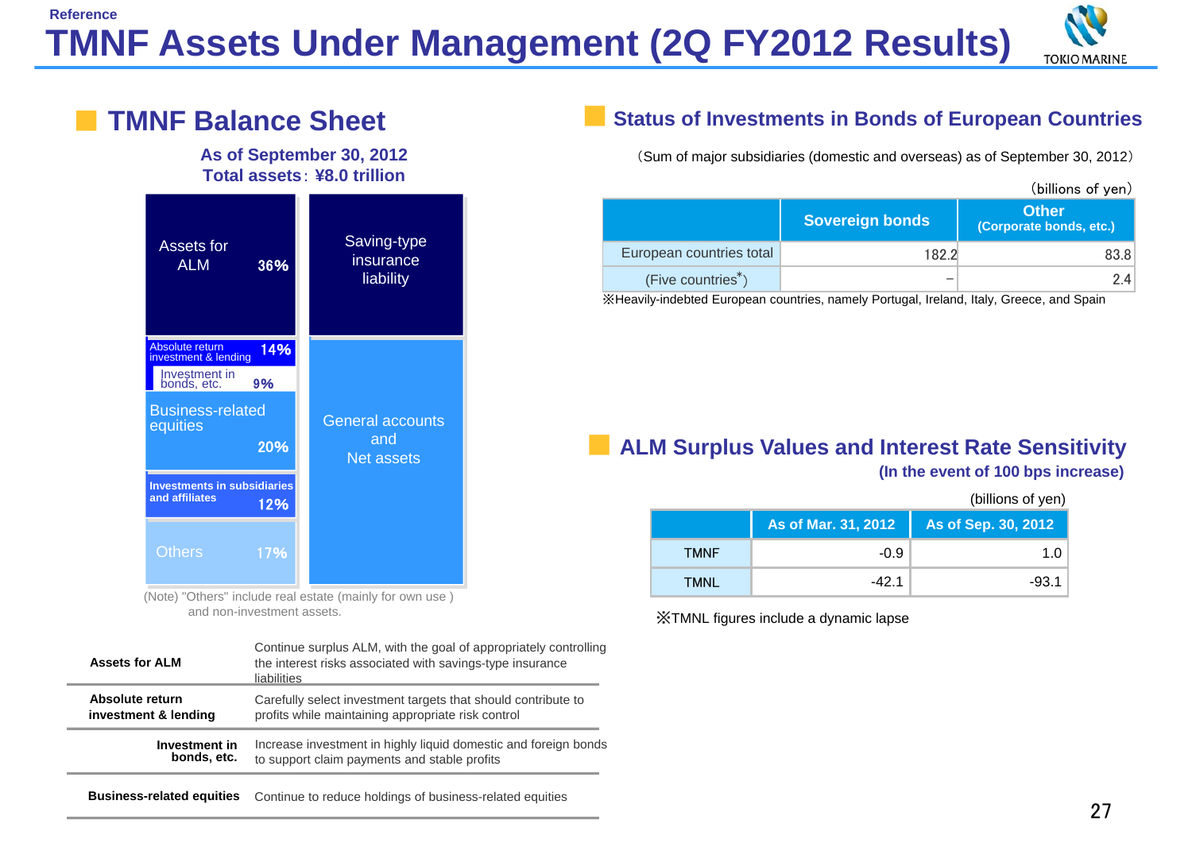Reference

# TMNF Assets Under Management (2Q FY2012 Results)

## TMNF Balance Sheet

**As of September 30, 2012**
**Total assets：¥8.0 trillion**

| Assets | Liabilities and Net assets |
|---|---|
| Assets for ALM 36% | Saving-type insurance liability |
| Absolute return investment & lending 14% | General accounts and Net assets |
| Investment in bonds, etc. 9% | |
| Business-related equities 20% | |
| Investments in subsidiaries and affiliates 12% | |
| Others 17% | |

(Note) "Others" include real estate (mainly for own use ) and non-investment assets.

| | |
|---|---|
| **Assets for ALM** | Continue surplus ALM, with the goal of appropriately controlling the interest risks associated with savings-type insurance liabilities |
| **Absolute return investment & lending** | Carefully select investment targets that should contribute to profits while maintaining appropriate risk control |
| **Investment in bonds, etc.** | Increase investment in highly liquid domestic and foreign bonds to support claim payments and stable profits |
| **Business-related equities** | Continue to reduce holdings of business-related equities |

## Status of Investments in Bonds of European Countries

（Sum of major subsidiaries (domestic and overseas) as of September 30, 2012）

(billions of yen)

| | Sovereign bonds | Other (Corporate bonds, etc.) |
|---|---|---|
| European countries total | 182.2 | 83.8 |
| (Five countries*) | － | 2.4 |

※Heavily-indebted European countries, namely Portugal, Ireland, Italy, Greece, and Spain

## ALM Surplus Values and Interest Rate Sensitivity

**(In the event of 100 bps increase)**

(billions of yen)

| | As of Mar. 31, 2012 | As of Sep. 30, 2012 |
|---|---|---|
| TMNF | -0.9 | 1.0 |
| TMNL | -42.1 | -93.1 |

※TMNL figures include a dynamic lapse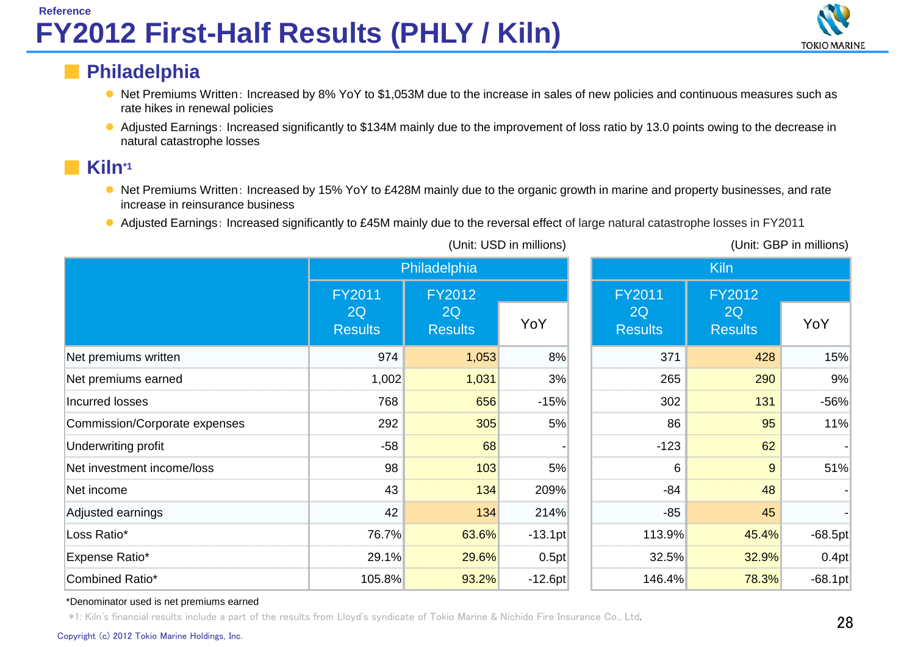Reference

# FY2012 First-Half Results (PHLY / Kiln)

## Philadelphia

- Net Premiums Written: Increased by 8% YoY to $1,053M due to the increase in sales of new policies and continuous measures such as rate hikes in renewal policies
- Adjusted Earnings: Increased significantly to $134M mainly due to the improvement of loss ratio by 13.0 points owing to the decrease in natural catastrophe losses

## Kiln*1

- Net Premiums Written: Increased by 15% YoY to £428M mainly due to the organic growth in marine and property businesses, and rate increase in reinsurance business
- Adjusted Earnings: Increased significantly to £45M mainly due to the reversal effect of large natural catastrophe losses in FY2011

(Unit: USD in millions) (Unit: GBP in millions)

| | Philadelphia | | | Kiln | | |
|---|---|---|---|---|---|---|
| | FY2011 2Q Results | FY2012 2Q Results | YoY | FY2011 2Q Results | FY2012 2Q Results | YoY |
| Net premiums written | 974 | 1,053 | 8% | 371 | 428 | 15% |
| Net premiums earned | 1,002 | 1,031 | 3% | 265 | 290 | 9% |
| Incurred losses | 768 | 656 | -15% | 302 | 131 | -56% |
| Commission/Corporate expenses | 292 | 305 | 5% | 86 | 95 | 11% |
| Underwriting profit | -58 | 68 | - | -123 | 62 | - |
| Net investment income/loss | 98 | 103 | 5% | 6 | 9 | 51% |
| Net income | 43 | 134 | 209% | -84 | 48 | - |
| Adjusted earnings | 42 | 134 | 214% | -85 | 45 | - |
| Loss Ratio* | 76.7% | 63.6% | -13.1pt | 113.9% | 45.4% | -68.5pt |
| Expense Ratio* | 29.1% | 29.6% | 0.5pt | 32.5% | 32.9% | 0.4pt |
| Combined Ratio* | 105.8% | 93.2% | -12.6pt | 146.4% | 78.3% | -68.1pt |

*Denominator used is net premiums earned

*1: Kiln's financial results include a part of the results from Lloyd's syndicate of Tokio Marine & Nichido Fire Insurance Co., Ltd.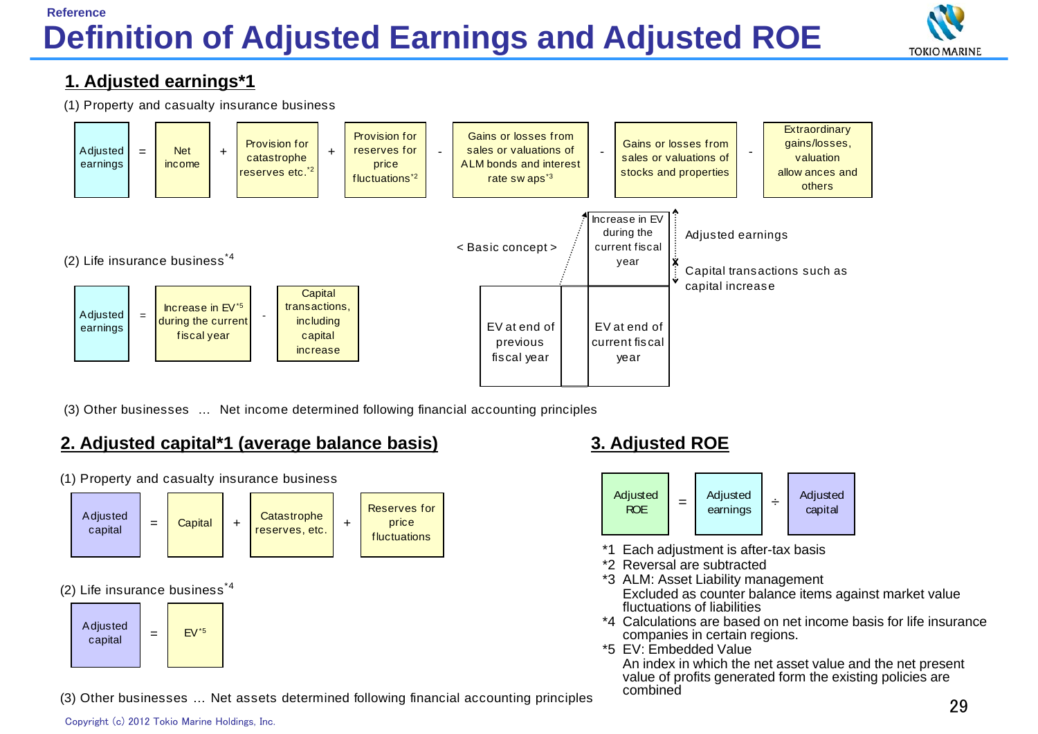Reference

# Definition of Adjusted Earnings and Adjusted ROE

## 1. Adjusted earnings*1

(1) Property and casualty insurance business

Adjusted earnings = Net income + Provision for catastrophe reserves etc.*2 + Provision for reserves for price fluctuations*2 - Gains or losses from sales or valuations of ALM bonds and interest rate swaps*3 - Gains or losses from sales or valuations of stocks and properties - Extraordinary gains/losses, valuation allowances and others

(2) Life insurance business*4

Adjusted earnings = Increase in EV*5 during the current fiscal year - Capital transactions, including capital increase

< Basic concept >

| EV at end of previous fiscal year | EV at end of current fiscal year + Increase in EV during the current fiscal year |
|---|---|

- Increase in EV during the current fiscal year: Adjusted earnings
- Capital transactions such as capital increase

(3) Other businesses … Net income determined following financial accounting principles

## 2. Adjusted capital*1 (average balance basis)

(1) Property and casualty insurance business

Adjusted capital = Capital + Catastrophe reserves, etc. + Reserves for price fluctuations

(2) Life insurance business*4

Adjusted capital = EV*5

(3) Other businesses … Net assets determined following financial accounting principles

## 3. Adjusted ROE

Adjusted ROE = Adjusted earnings ÷ Adjusted capital

*1 Each adjustment is after-tax basis
*2 Reversal are subtracted
*3 ALM: Asset Liability management
Excluded as counter balance items against market value fluctuations of liabilities
*4 Calculations are based on net income basis for life insurance companies in certain regions.
*5 EV: Embedded Value
An index in which the net asset value and the net present value of profits generated form the existing policies are combined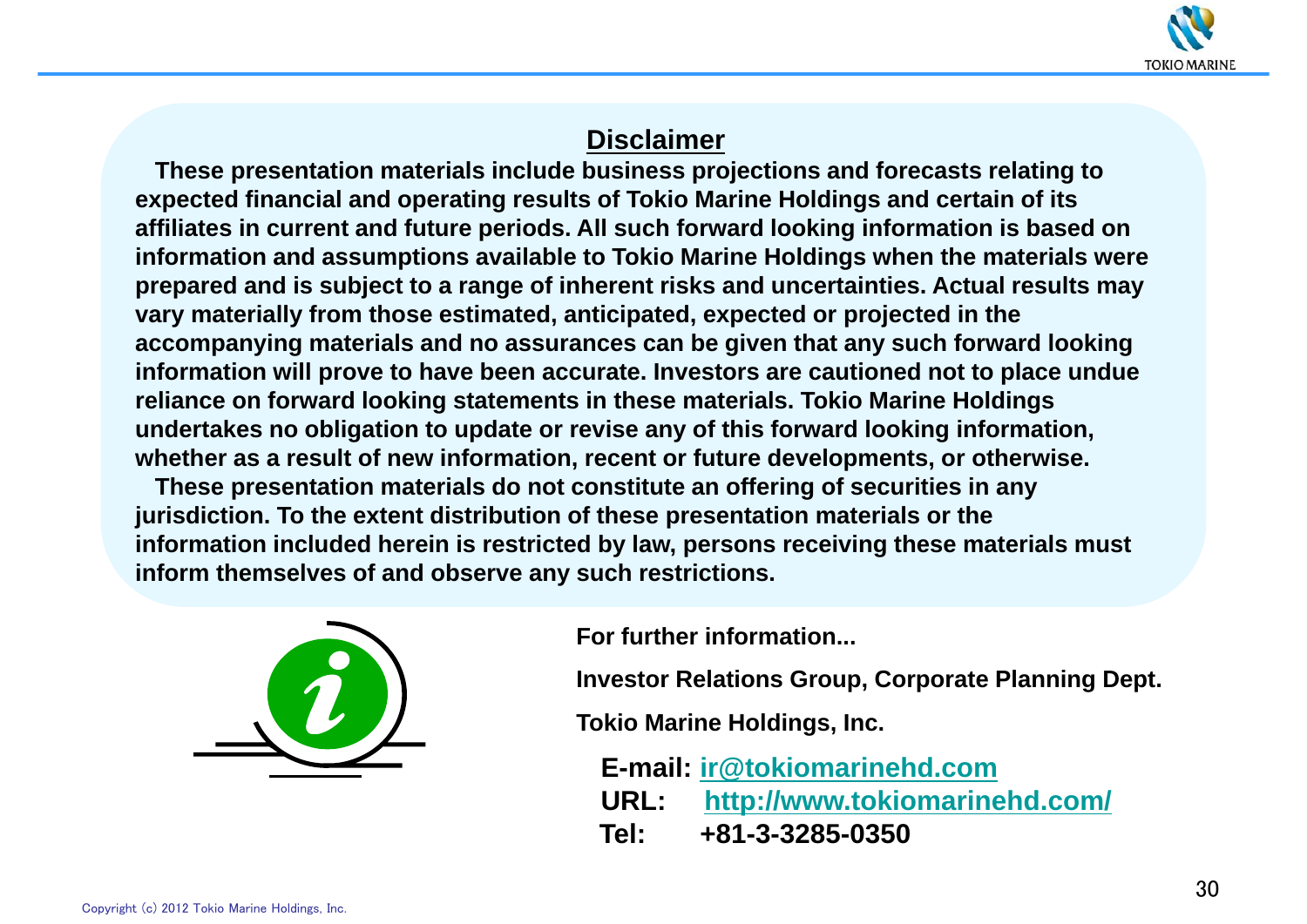## Disclaimer

These presentation materials include business projections and forecasts relating to expected financial and operating results of Tokio Marine Holdings and certain of its affiliates in current and future periods. All such forward looking information is based on information and assumptions available to Tokio Marine Holdings when the materials were prepared and is subject to a range of inherent risks and uncertainties. Actual results may vary materially from those estimated, anticipated, expected or projected in the accompanying materials and no assurances can be given that any such forward looking information will prove to have been accurate. Investors are cautioned not to place undue reliance on forward looking statements in these materials. Tokio Marine Holdings undertakes no obligation to update or revise any of this forward looking information, whether as a result of new information, recent or future developments, or otherwise.

These presentation materials do not constitute an offering of securities in any jurisdiction. To the extent distribution of these presentation materials or the information included herein is restricted by law, persons receiving these materials must inform themselves of and observe any such restrictions.

**For further information...**

**Investor Relations Group, Corporate Planning Dept.**

**Tokio Marine Holdings, Inc.**

**E-mail:** ir@tokiomarinehd.com
**URL:** http://www.tokiomarinehd.com/
**Tel:** +81-3-3285-0350

Copyright (c) 2012 Tokio Marine Holdings, Inc.